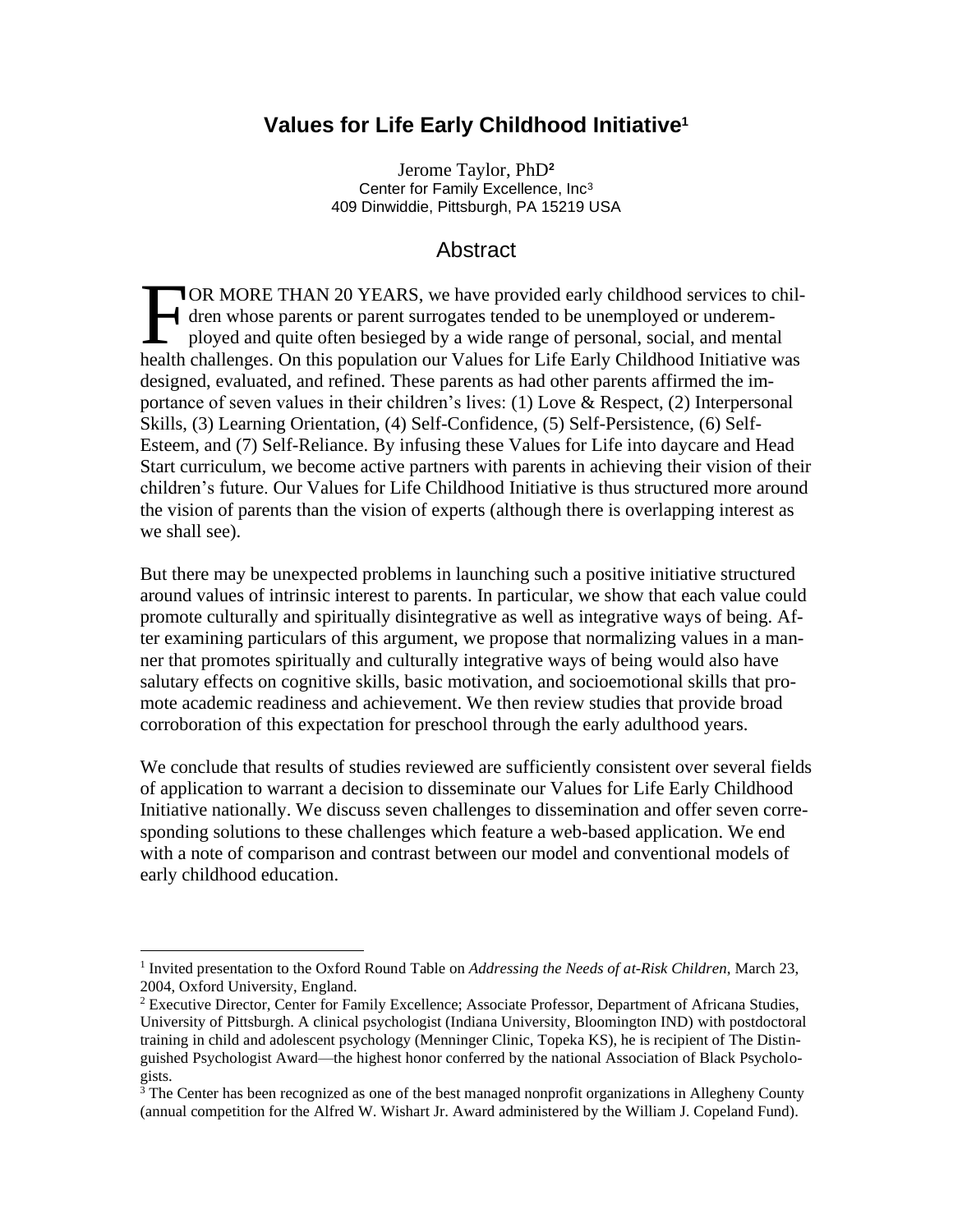# Values for Life Early Childhood Initiative[1]

Jerome Taylor, PhD[2]
Center for Family Excellence, Inc[3]
409 Dinwiddie, Pittsburgh, PA 15219 USA

## Abstract

FOR MORE THAN 20 YEARS, we have provided early childhood services to children whose parents or parent surrogates tended to be unemployed or underemployed and quite often besieged by a wide range of personal, social, and mental health challenges. On this population our Values for Life Early Childhood Initiative was designed, evaluated, and refined. These parents as had other parents affirmed the importance of seven values in their children's lives: (1) Love & Respect, (2) Interpersonal Skills, (3) Learning Orientation, (4) Self-Confidence, (5) Self-Persistence, (6) Self-Esteem, and (7) Self-Reliance. By infusing these Values for Life into daycare and Head Start curriculum, we become active partners with parents in achieving their vision of their children's future. Our Values for Life Childhood Initiative is thus structured more around the vision of parents than the vision of experts (although there is overlapping interest as we shall see).

But there may be unexpected problems in launching such a positive initiative structured around values of intrinsic interest to parents. In particular, we show that each value could promote culturally and spiritually disintegrative as well as integrative ways of being. After examining particulars of this argument, we propose that normalizing values in a manner that promotes spiritually and culturally integrative ways of being would also have salutary effects on cognitive skills, basic motivation, and socioemotional skills that promote academic readiness and achievement. We then review studies that provide broad corroboration of this expectation for preschool through the early adulthood years.

We conclude that results of studies reviewed are sufficiently consistent over several fields of application to warrant a decision to disseminate our Values for Life Early Childhood Initiative nationally. We discuss seven challenges to dissemination and offer seven corresponding solutions to these challenges which feature a web-based application. We end with a note of comparison and contrast between our model and conventional models of early childhood education.

---

[1] Invited presentation to the Oxford Round Table on *Addressing the Needs of at-Risk Children*, March 23, 2004, Oxford University, England.

[2] Executive Director, Center for Family Excellence; Associate Professor, Department of Africana Studies, University of Pittsburgh. A clinical psychologist (Indiana University, Bloomington IND) with postdoctoral training in child and adolescent psychology (Menninger Clinic, Topeka KS), he is recipient of The Distinguished Psychologist Award—the highest honor conferred by the national Association of Black Psychologists.

[3] The Center has been recognized as one of the best managed nonprofit organizations in Allegheny County (annual competition for the Alfred W. Wishart Jr. Award administered by the William J. Copeland Fund).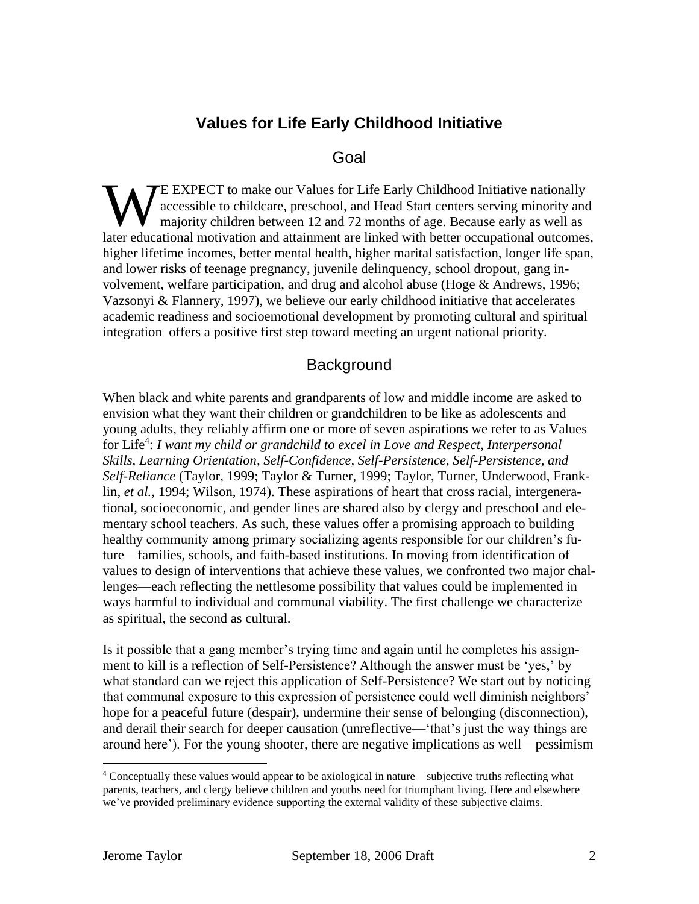## Values for Life Early Childhood Initiative

### Goal

WE EXPECT to make our Values for Life Early Childhood Initiative nationally accessible to childcare, preschool, and Head Start centers serving minority and majority children between 12 and 72 months of age. Because early as well as later educational motivation and attainment are linked with better occupational outcomes, higher lifetime incomes, better mental health, higher marital satisfaction, longer life span, and lower risks of teenage pregnancy, juvenile delinquency, school dropout, gang involvement, welfare participation, and drug and alcohol abuse (Hoge & Andrews, 1996; Vazsonyi & Flannery, 1997), we believe our early childhood initiative that accelerates academic readiness and socioemotional development by promoting cultural and spiritual integration offers a positive first step toward meeting an urgent national priority.

### Background

When black and white parents and grandparents of low and middle income are asked to envision what they want their children or grandchildren to be like as adolescents and young adults, they reliably affirm one or more of seven aspirations we refer to as Values for Life[4]: *I want my child or grandchild to excel in Love and Respect, Interpersonal Skills, Learning Orientation, Self-Confidence, Self-Persistence, Self-Persistence, and Self-Reliance* (Taylor, 1999; Taylor & Turner, 1999; Taylor, Turner, Underwood, Franklin, *et al.*, 1994; Wilson, 1974). These aspirations of heart that cross racial, intergenerational, socioeconomic, and gender lines are shared also by clergy and preschool and elementary school teachers. As such, these values offer a promising approach to building healthy community among primary socializing agents responsible for our children's future—families, schools, and faith-based institutions. In moving from identification of values to design of interventions that achieve these values, we confronted two major challenges—each reflecting the nettlesome possibility that values could be implemented in ways harmful to individual and communal viability. The first challenge we characterize as spiritual, the second as cultural.

Is it possible that a gang member's trying time and again until he completes his assignment to kill is a reflection of Self-Persistence? Although the answer must be 'yes,' by what standard can we reject this application of Self-Persistence? We start out by noticing that communal exposure to this expression of persistence could well diminish neighbors' hope for a peaceful future (despair), undermine their sense of belonging (disconnection), and derail their search for deeper causation (unreflective—'that's just the way things are around here'). For the young shooter, there are negative implications as well—pessimism

[4] Conceptually these values would appear to be axiological in nature—subjective truths reflecting what parents, teachers, and clergy believe children and youths need for triumphant living. Here and elsewhere we've provided preliminary evidence supporting the external validity of these subjective claims.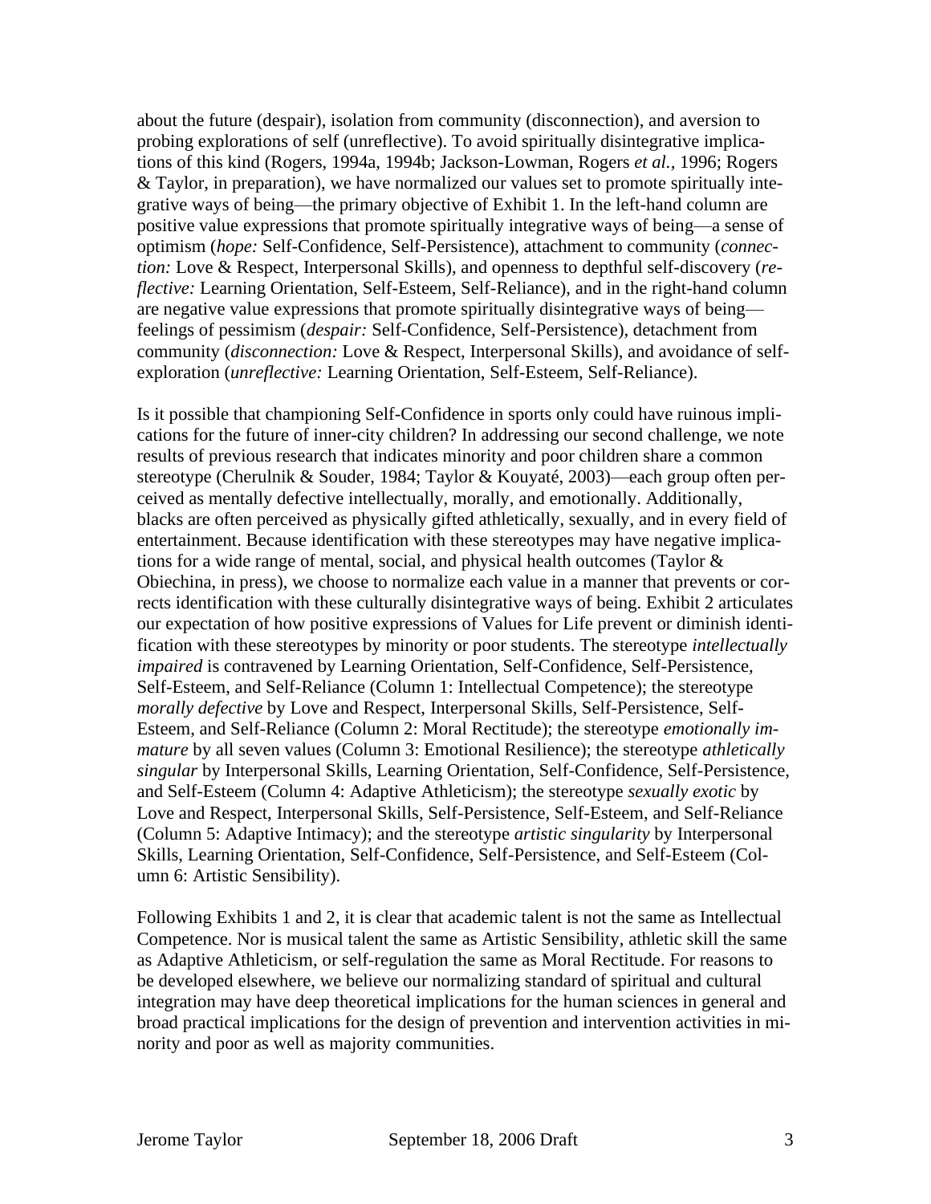about the future (despair), isolation from community (disconnection), and aversion to probing explorations of self (unreflective). To avoid spiritually disintegrative implications of this kind (Rogers, 1994a, 1994b; Jackson-Lowman, Rogers *et al.*, 1996; Rogers & Taylor, in preparation), we have normalized our values set to promote spiritually integrative ways of being—the primary objective of Exhibit 1. In the left-hand column are positive value expressions that promote spiritually integrative ways of being—a sense of optimism (*hope:* Self-Confidence, Self-Persistence), attachment to community (*connection:* Love & Respect, Interpersonal Skills), and openness to depthful self-discovery (*reflective:* Learning Orientation, Self-Esteem, Self-Reliance), and in the right-hand column are negative value expressions that promote spiritually disintegrative ways of being—feelings of pessimism (*despair:* Self-Confidence, Self-Persistence), detachment from community (*disconnection:* Love & Respect, Interpersonal Skills), and avoidance of self-exploration (*unreflective:* Learning Orientation, Self-Esteem, Self-Reliance).

Is it possible that championing Self-Confidence in sports only could have ruinous implications for the future of inner-city children? In addressing our second challenge, we note results of previous research that indicates minority and poor children share a common stereotype (Cherulnik & Souder, 1984; Taylor & Kouyaté, 2003)—each group often perceived as mentally defective intellectually, morally, and emotionally. Additionally, blacks are often perceived as physically gifted athletically, sexually, and in every field of entertainment. Because identification with these stereotypes may have negative implications for a wide range of mental, social, and physical health outcomes (Taylor & Obiechina, in press), we choose to normalize each value in a manner that prevents or corrects identification with these culturally disintegrative ways of being. Exhibit 2 articulates our expectation of how positive expressions of Values for Life prevent or diminish identification with these stereotypes by minority or poor students. The stereotype *intellectually impaired* is contravened by Learning Orientation, Self-Confidence, Self-Persistence, Self-Esteem, and Self-Reliance (Column 1: Intellectual Competence); the stereotype *morally defective* by Love and Respect, Interpersonal Skills, Self-Persistence, Self-Esteem, and Self-Reliance (Column 2: Moral Rectitude); the stereotype *emotionally immature* by all seven values (Column 3: Emotional Resilience); the stereotype *athletically singular* by Interpersonal Skills, Learning Orientation, Self-Confidence, Self-Persistence, and Self-Esteem (Column 4: Adaptive Athleticism); the stereotype *sexually exotic* by Love and Respect, Interpersonal Skills, Self-Persistence, Self-Esteem, and Self-Reliance (Column 5: Adaptive Intimacy); and the stereotype *artistic singularity* by Interpersonal Skills, Learning Orientation, Self-Confidence, Self-Persistence, and Self-Esteem (Column 6: Artistic Sensibility).

Following Exhibits 1 and 2, it is clear that academic talent is not the same as Intellectual Competence. Nor is musical talent the same as Artistic Sensibility, athletic skill the same as Adaptive Athleticism, or self-regulation the same as Moral Rectitude. For reasons to be developed elsewhere, we believe our normalizing standard of spiritual and cultural integration may have deep theoretical implications for the human sciences in general and broad practical implications for the design of prevention and intervention activities in minority and poor as well as majority communities.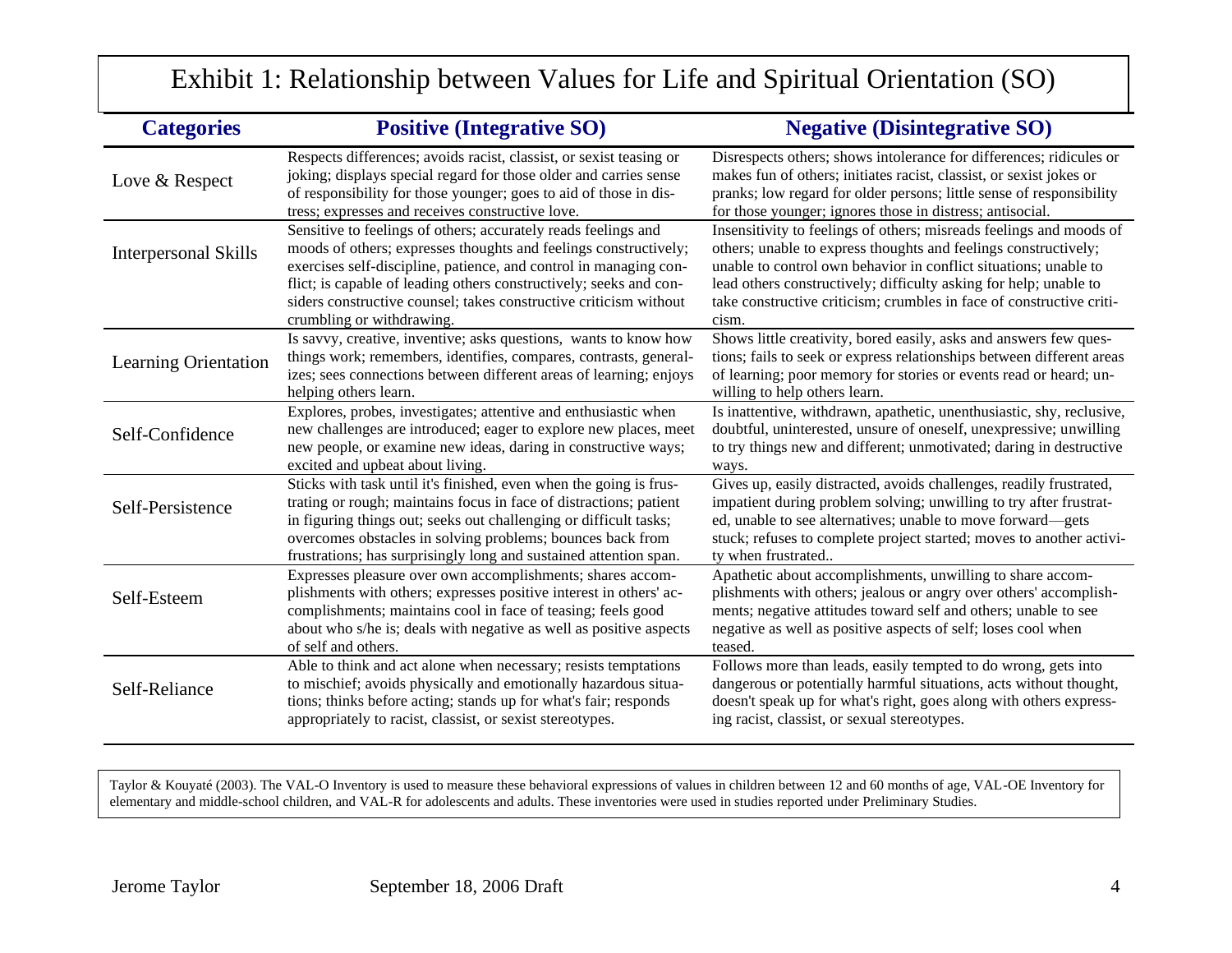# Exhibit 1: Relationship between Values for Life and Spiritual Orientation (SO)

| Categories | Positive (Integrative SO) | Negative (Disintegrative SO) |
|---|---|---|
| Love & Respect | Respects differences; avoids racist, classist, or sexist teasing or joking; displays special regard for those older and carries sense of responsibility for those younger; goes to aid of those in distress; expresses and receives constructive love. | Disrespects others; shows intolerance for differences; ridicules or makes fun of others; initiates racist, classist, or sexist jokes or pranks; low regard for older persons; little sense of responsibility for those younger; ignores those in distress; antisocial. |
| Interpersonal Skills | Sensitive to feelings of others; accurately reads feelings and moods of others; expresses thoughts and feelings constructively; exercises self-discipline, patience, and control in managing conflict; is capable of leading others constructively; seeks and considers constructive counsel; takes constructive criticism without crumbling or withdrawing. | Insensitivity to feelings of others; misreads feelings and moods of others; unable to express thoughts and feelings constructively; unable to control own behavior in conflict situations; unable to lead others constructively; difficulty asking for help; unable to take constructive criticism; crumbles in face of constructive criticism. |
| Learning Orientation | Is savvy, creative, inventive; asks questions, wants to know how things work; remembers, identifies, compares, contrasts, generalizes; sees connections between different areas of learning; enjoys helping others learn. | Shows little creativity, bored easily, asks and answers few questions; fails to seek or express relationships between different areas of learning; poor memory for stories or events read or heard; unwilling to help others learn. |
| Self-Confidence | Explores, probes, investigates; attentive and enthusiastic when new challenges are introduced; eager to explore new places, meet new people, or examine new ideas, daring in constructive ways; excited and upbeat about living. | Is inattentive, withdrawn, apathetic, unenthusiastic, shy, reclusive, doubtful, uninterested, unsure of oneself, unexpressive; unwilling to try things new and different; unmotivated; daring in destructive ways. |
| Self-Persistence | Sticks with task until it's finished, even when the going is frustrating or rough; maintains focus in face of distractions; patient in figuring things out; seeks out challenging or difficult tasks; overcomes obstacles in solving problems; bounces back from frustrations; has surprisingly long and sustained attention span. | Gives up, easily distracted, avoids challenges, readily frustrated, impatient during problem solving; unwilling to try after frustrated, unable to see alternatives; unable to move forward—gets stuck; refuses to complete project started; moves to another activity when frustrated.. |
| Self-Esteem | Expresses pleasure over own accomplishments; shares accomplishments with others; expresses positive interest in others' accomplishments; maintains cool in face of teasing; feels good about who s/he is; deals with negative as well as positive aspects of self and others. | Apathetic about accomplishments, unwilling to share accomplishments with others; jealous or angry over others' accomplishments; negative attitudes toward self and others; unable to see negative as well as positive aspects of self; loses cool when teased. |
| Self-Reliance | Able to think and act alone when necessary; resists temptations to mischief; avoids physically and emotionally hazardous situations; thinks before acting; stands up for what's fair; responds appropriately to racist, classist, or sexist stereotypes. | Follows more than leads, easily tempted to do wrong, gets into dangerous or potentially harmful situations, acts without thought, doesn't speak up for what's right, goes along with others expressing racist, classist, or sexual stereotypes. |

Taylor & Kouyaté (2003). The VAL-O Inventory is used to measure these behavioral expressions of values in children between 12 and 60 months of age, VAL-OE Inventory for elementary and middle-school children, and VAL-R for adolescents and adults. These inventories were used in studies reported under Preliminary Studies.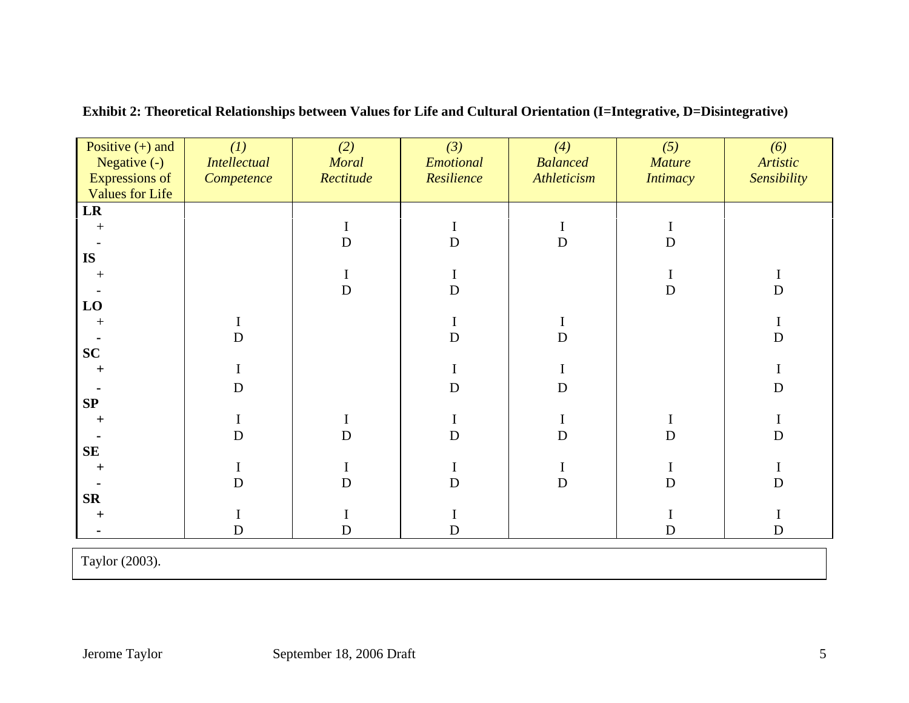**Exhibit 2: Theoretical Relationships between Values for Life and Cultural Orientation (I=Integrative, D=Disintegrative)**

| Positive (+) and Negative (-) Expressions of Values for Life | *(1) Intellectual Competence* | *(2) Moral Rectitude* | *(3) Emotional Resilience* | *(4) Balanced Athleticism* | *(5) Mature Intimacy* | *(6) Artistic Sensibility* |
|---|---|---|---|---|---|---|
| **LR** | | | | | | |
| + | | I | I | I | I | |
| - | | D | D | D | D | |
| **IS** | | | | | | |
| + | | I | I | | I | I |
| - | | D | D | | D | D |
| **LO** | | | | | | |
| + | I | | I | I | | I |
| - | D | | D | D | | D |
| **SC** | | | | | | |
| + | I | | I | I | | I |
| - | D | | D | D | | D |
| **SP** | | | | | | |
| + | I | I | I | I | I | I |
| - | D | D | D | D | D | D |
| **SE** | | | | | | |
| + | I | I | I | I | I | I |
| - | D | D | D | D | D | D |
| **SR** | | | | | | |
| + | I | I | I | | I | I |
| - | D | D | D | | D | D |

Taylor (2003).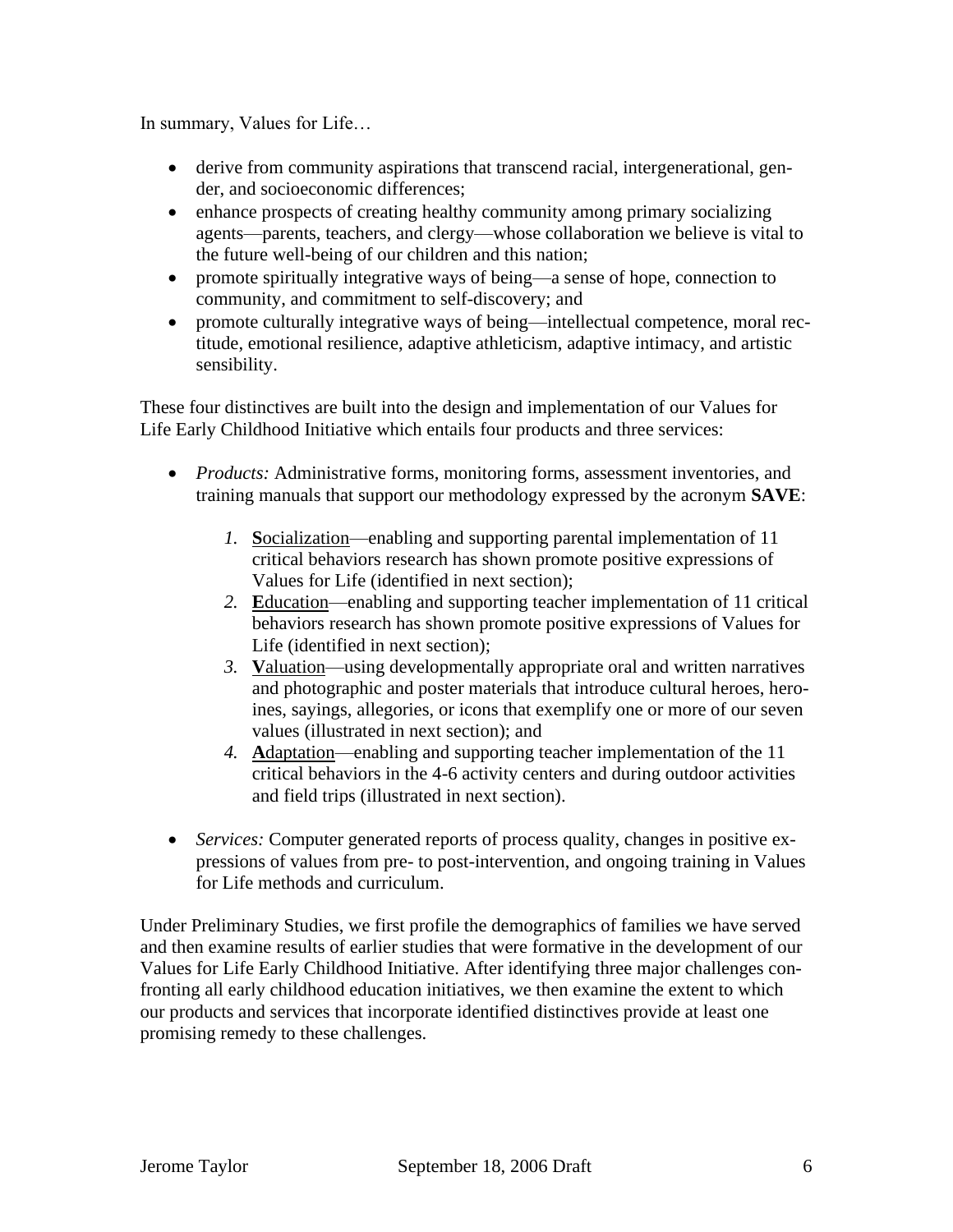In summary, Values for Life…

- derive from community aspirations that transcend racial, intergenerational, gender, and socioeconomic differences;
- enhance prospects of creating healthy community among primary socializing agents—parents, teachers, and clergy—whose collaboration we believe is vital to the future well-being of our children and this nation;
- promote spiritually integrative ways of being—a sense of hope, connection to community, and commitment to self-discovery; and
- promote culturally integrative ways of being—intellectual competence, moral rectitude, emotional resilience, adaptive athleticism, adaptive intimacy, and artistic sensibility.

These four distinctives are built into the design and implementation of our Values for Life Early Childhood Initiative which entails four products and three services:

- *Products:* Administrative forms, monitoring forms, assessment inventories, and training manuals that support our methodology expressed by the acronym **SAVE**:

    1. <u>**S**ocialization</u>—enabling and supporting parental implementation of 11 critical behaviors research has shown promote positive expressions of Values for Life (identified in next section);
    2. <u>**E**ducation</u>—enabling and supporting teacher implementation of 11 critical behaviors research has shown promote positive expressions of Values for Life (identified in next section);
    3. <u>**V**aluation</u>—using developmentally appropriate oral and written narratives and photographic and poster materials that introduce cultural heroes, heroines, sayings, allegories, or icons that exemplify one or more of our seven values (illustrated in next section); and
    4. <u>**A**daptation</u>—enabling and supporting teacher implementation of the 11 critical behaviors in the 4-6 activity centers and during outdoor activities and field trips (illustrated in next section).

- *Services:* Computer generated reports of process quality, changes in positive expressions of values from pre- to post-intervention, and ongoing training in Values for Life methods and curriculum.

Under Preliminary Studies, we first profile the demographics of families we have served and then examine results of earlier studies that were formative in the development of our Values for Life Early Childhood Initiative. After identifying three major challenges confronting all early childhood education initiatives, we then examine the extent to which our products and services that incorporate identified distinctives provide at least one promising remedy to these challenges.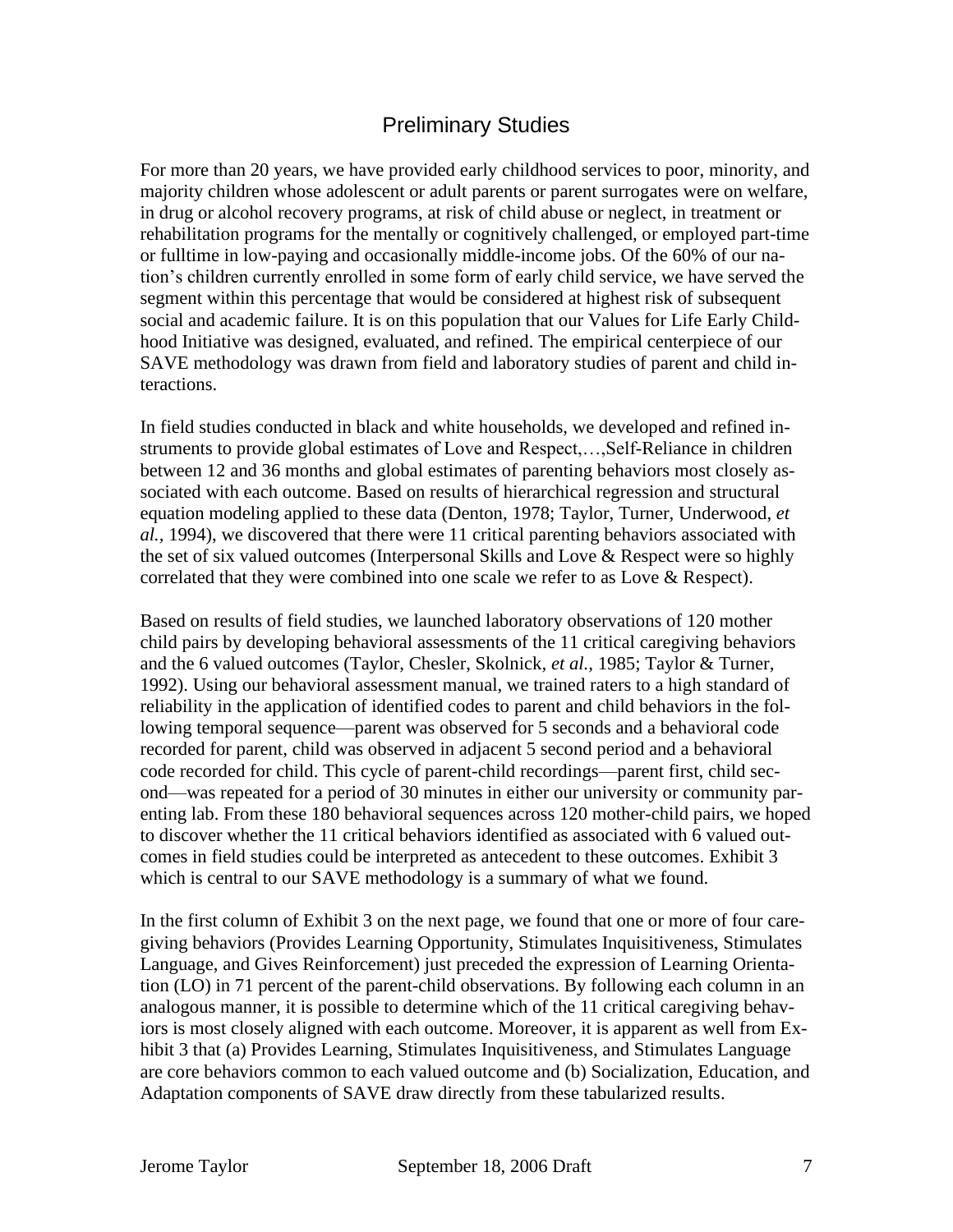# Preliminary Studies

For more than 20 years, we have provided early childhood services to poor, minority, and majority children whose adolescent or adult parents or parent surrogates were on welfare, in drug or alcohol recovery programs, at risk of child abuse or neglect, in treatment or rehabilitation programs for the mentally or cognitively challenged, or employed part-time or fulltime in low-paying and occasionally middle-income jobs. Of the 60% of our nation's children currently enrolled in some form of early child service, we have served the segment within this percentage that would be considered at highest risk of subsequent social and academic failure. It is on this population that our Values for Life Early Childhood Initiative was designed, evaluated, and refined. The empirical centerpiece of our SAVE methodology was drawn from field and laboratory studies of parent and child interactions.

In field studies conducted in black and white households, we developed and refined instruments to provide global estimates of Love and Respect,…,Self-Reliance in children between 12 and 36 months and global estimates of parenting behaviors most closely associated with each outcome. Based on results of hierarchical regression and structural equation modeling applied to these data (Denton, 1978; Taylor, Turner, Underwood, *et al.,* 1994), we discovered that there were 11 critical parenting behaviors associated with the set of six valued outcomes (Interpersonal Skills and Love & Respect were so highly correlated that they were combined into one scale we refer to as Love & Respect).

Based on results of field studies, we launched laboratory observations of 120 mother child pairs by developing behavioral assessments of the 11 critical caregiving behaviors and the 6 valued outcomes (Taylor, Chesler, Skolnick, *et al.,* 1985; Taylor & Turner, 1992). Using our behavioral assessment manual, we trained raters to a high standard of reliability in the application of identified codes to parent and child behaviors in the following temporal sequence—parent was observed for 5 seconds and a behavioral code recorded for parent, child was observed in adjacent 5 second period and a behavioral code recorded for child. This cycle of parent-child recordings—parent first, child second—was repeated for a period of 30 minutes in either our university or community parenting lab. From these 180 behavioral sequences across 120 mother-child pairs, we hoped to discover whether the 11 critical behaviors identified as associated with 6 valued outcomes in field studies could be interpreted as antecedent to these outcomes. Exhibit 3 which is central to our SAVE methodology is a summary of what we found.

In the first column of Exhibit 3 on the next page, we found that one or more of four caregiving behaviors (Provides Learning Opportunity, Stimulates Inquisitiveness, Stimulates Language, and Gives Reinforcement) just preceded the expression of Learning Orientation (LO) in 71 percent of the parent-child observations. By following each column in an analogous manner, it is possible to determine which of the 11 critical caregiving behaviors is most closely aligned with each outcome. Moreover, it is apparent as well from Exhibit 3 that (a) Provides Learning, Stimulates Inquisitiveness, and Stimulates Language are core behaviors common to each valued outcome and (b) Socialization, Education, and Adaptation components of SAVE draw directly from these tabularized results.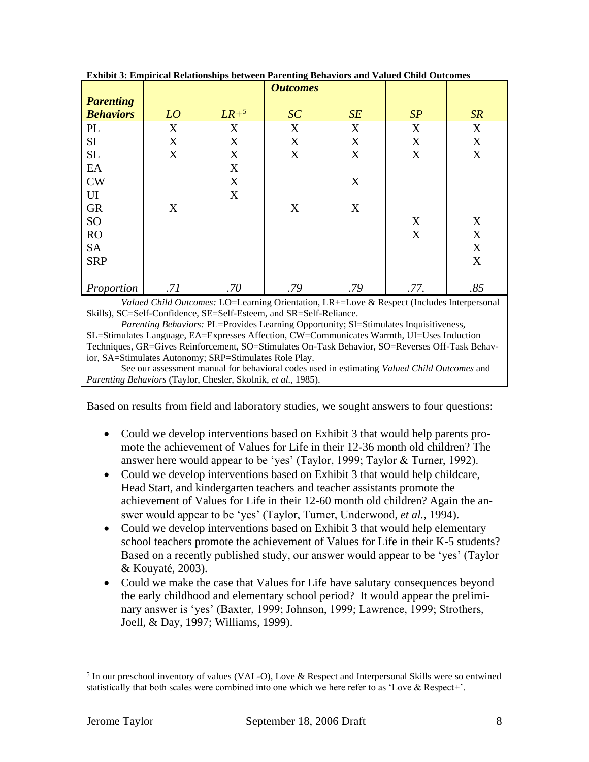**Exhibit 3: Empirical Relationships between Parenting Behaviors and Valued Child Outcomes**

| *Parenting Behaviors* | *LO* | *LR+*[5] | *Outcomes* *SC* | *SE* | *SP* | *SR* |
|---|---|---|---|---|---|---|
| PL | X | X | X | X | X | X |
| SI | X | X | X | X | X | X |
| SL | X | X | X | X | X | X |
| EA | | X | | | | |
| CW | | X | | X | | |
| UI | | X | | | | |
| GR | X | | X | X | | |
| SO | | | | | X | X |
| RO | | | | | X | X |
| SA | | | | | | X |
| SRP | | | | | | X |
| *Proportion* | *.71* | *.70* | *.79* | *.79* | *.77.* | *.85* |

*Valued Child Outcomes:* LO=Learning Orientation, LR+=Love & Respect (Includes Interpersonal Skills), SC=Self-Confidence, SE=Self-Esteem, and SR=Self-Reliance.

*Parenting Behaviors:* PL=Provides Learning Opportunity; SI=Stimulates Inquisitiveness, SL=Stimulates Language, EA=Expresses Affection, CW=Communicates Warmth, UI=Uses Induction Techniques, GR=Gives Reinforcement, SO=Stimulates On-Task Behavior, SO=Reverses Off-Task Behavior, SA=Stimulates Autonomy; SRP=Stimulates Role Play.

See our assessment manual for behavioral codes used in estimating *Valued Child Outcomes* and *Parenting Behaviors* (Taylor, Chesler, Skolnik, *et al.*, 1985).

Based on results from field and laboratory studies, we sought answers to four questions:

- Could we develop interventions based on Exhibit 3 that would help parents promote the achievement of Values for Life in their 12-36 month old children? The answer here would appear to be 'yes' (Taylor, 1999; Taylor & Turner, 1992).
- Could we develop interventions based on Exhibit 3 that would help childcare, Head Start, and kindergarten teachers and teacher assistants promote the achievement of Values for Life in their 12-60 month old children? Again the answer would appear to be 'yes' (Taylor, Turner, Underwood, *et al.*, 1994).
- Could we develop interventions based on Exhibit 3 that would help elementary school teachers promote the achievement of Values for Life in their K-5 students? Based on a recently published study, our answer would appear to be 'yes' (Taylor & Kouyaté, 2003).
- Could we make the case that Values for Life have salutary consequences beyond the early childhood and elementary school period? It would appear the preliminary answer is 'yes' (Baxter, 1999; Johnson, 1999; Lawrence, 1999; Strothers, Joell, & Day, 1997; Williams, 1999).

[5] In our preschool inventory of values (VAL-O), Love & Respect and Interpersonal Skills were so entwined statistically that both scales were combined into one which we here refer to as 'Love & Respect+'.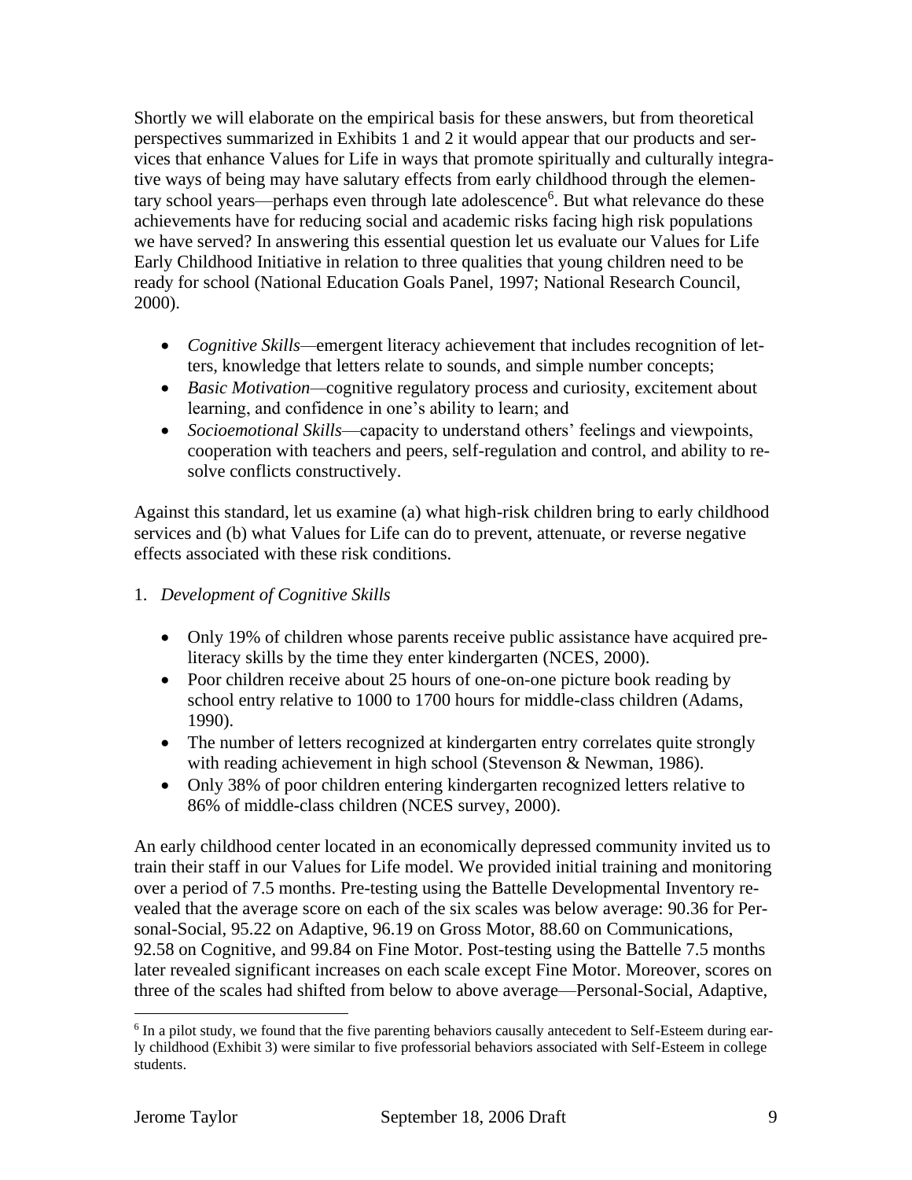Shortly we will elaborate on the empirical basis for these answers, but from theoretical perspectives summarized in Exhibits 1 and 2 it would appear that our products and services that enhance Values for Life in ways that promote spiritually and culturally integrative ways of being may have salutary effects from early childhood through the elementary school years—perhaps even through late adolescence[6]. But what relevance do these achievements have for reducing social and academic risks facing high risk populations we have served? In answering this essential question let us evaluate our Values for Life Early Childhood Initiative in relation to three qualities that young children need to be ready for school (National Education Goals Panel, 1997; National Research Council, 2000).

- *Cognitive Skills*—emergent literacy achievement that includes recognition of letters, knowledge that letters relate to sounds, and simple number concepts;
- *Basic Motivation*—cognitive regulatory process and curiosity, excitement about learning, and confidence in one's ability to learn; and
- *Socioemotional Skills*—capacity to understand others' feelings and viewpoints, cooperation with teachers and peers, self-regulation and control, and ability to resolve conflicts constructively.

Against this standard, let us examine (a) what high-risk children bring to early childhood services and (b) what Values for Life can do to prevent, attenuate, or reverse negative effects associated with these risk conditions.

1. *Development of Cognitive Skills*

- Only 19% of children whose parents receive public assistance have acquired pre-literacy skills by the time they enter kindergarten (NCES, 2000).
- Poor children receive about 25 hours of one-on-one picture book reading by school entry relative to 1000 to 1700 hours for middle-class children (Adams, 1990).
- The number of letters recognized at kindergarten entry correlates quite strongly with reading achievement in high school (Stevenson & Newman, 1986).
- Only 38% of poor children entering kindergarten recognized letters relative to 86% of middle-class children (NCES survey, 2000).

An early childhood center located in an economically depressed community invited us to train their staff in our Values for Life model. We provided initial training and monitoring over a period of 7.5 months. Pre-testing using the Battelle Developmental Inventory revealed that the average score on each of the six scales was below average: 90.36 for Personal-Social, 95.22 on Adaptive, 96.19 on Gross Motor, 88.60 on Communications, 92.58 on Cognitive, and 99.84 on Fine Motor. Post-testing using the Battelle 7.5 months later revealed significant increases on each scale except Fine Motor. Moreover, scores on three of the scales had shifted from below to above average—Personal-Social, Adaptive,

[6] In a pilot study, we found that the five parenting behaviors causally antecedent to Self-Esteem during early childhood (Exhibit 3) were similar to five professorial behaviors associated with Self-Esteem in college students.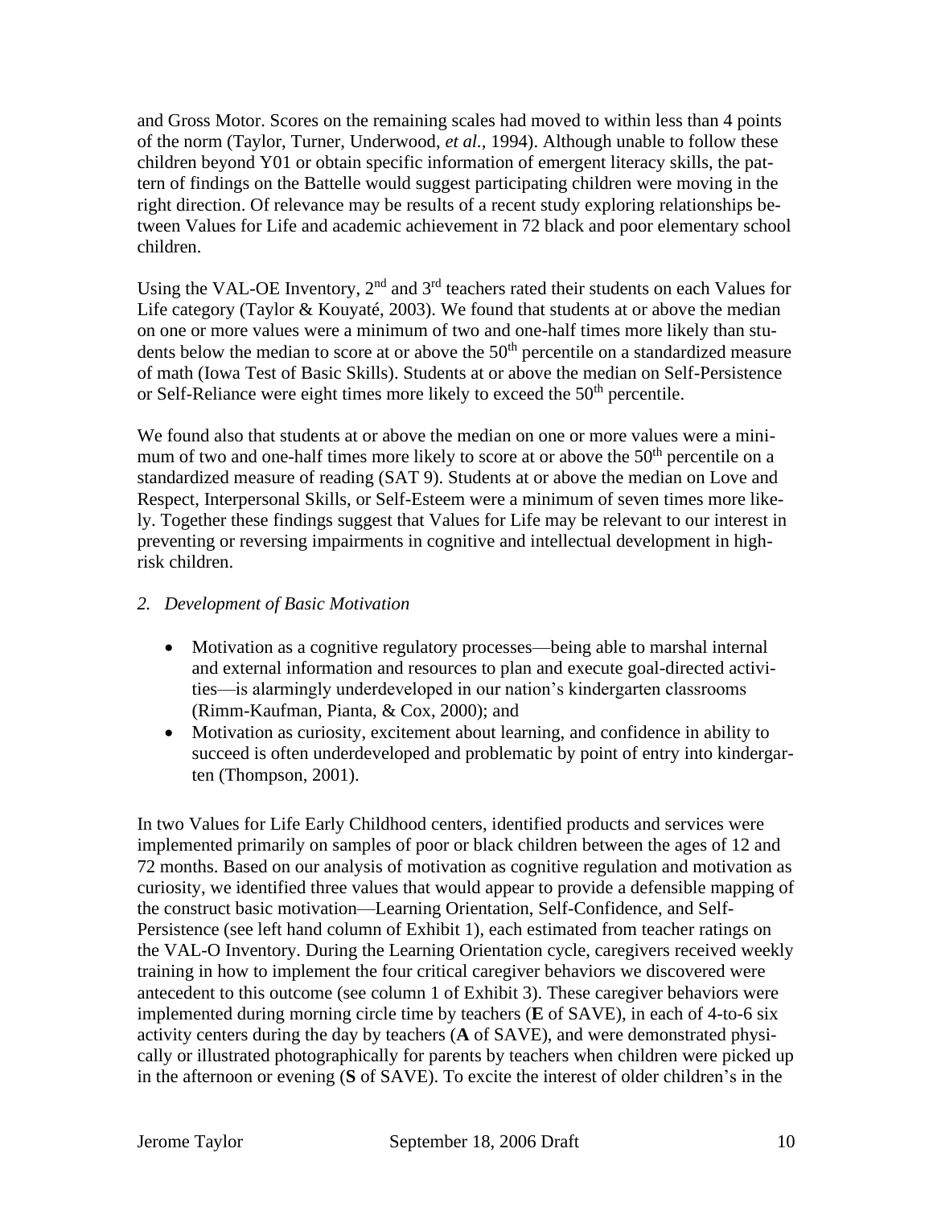and Gross Motor. Scores on the remaining scales had moved to within less than 4 points of the norm (Taylor, Turner, Underwood, *et al.*, 1994). Although unable to follow these children beyond Y01 or obtain specific information of emergent literacy skills, the pattern of findings on the Battelle would suggest participating children were moving in the right direction. Of relevance may be results of a recent study exploring relationships between Values for Life and academic achievement in 72 black and poor elementary school children.

Using the VAL-OE Inventory, 2nd and 3rd teachers rated their students on each Values for Life category (Taylor & Kouyaté, 2003). We found that students at or above the median on one or more values were a minimum of two and one-half times more likely than students below the median to score at or above the 50th percentile on a standardized measure of math (Iowa Test of Basic Skills). Students at or above the median on Self-Persistence or Self-Reliance were eight times more likely to exceed the 50th percentile.

We found also that students at or above the median on one or more values were a minimum of two and one-half times more likely to score at or above the 50th percentile on a standardized measure of reading (SAT 9). Students at or above the median on Love and Respect, Interpersonal Skills, or Self-Esteem were a minimum of seven times more likely. Together these findings suggest that Values for Life may be relevant to our interest in preventing or reversing impairments in cognitive and intellectual development in high-risk children.

*2. Development of Basic Motivation*

- Motivation as a cognitive regulatory processes—being able to marshal internal and external information and resources to plan and execute goal-directed activities—is alarmingly underdeveloped in our nation's kindergarten classrooms (Rimm-Kaufman, Pianta, & Cox, 2000); and
- Motivation as curiosity, excitement about learning, and confidence in ability to succeed is often underdeveloped and problematic by point of entry into kindergarten (Thompson, 2001).

In two Values for Life Early Childhood centers, identified products and services were implemented primarily on samples of poor or black children between the ages of 12 and 72 months. Based on our analysis of motivation as cognitive regulation and motivation as curiosity, we identified three values that would appear to provide a defensible mapping of the construct basic motivation—Learning Orientation, Self-Confidence, and Self-Persistence (see left hand column of Exhibit 1), each estimated from teacher ratings on the VAL-O Inventory. During the Learning Orientation cycle, caregivers received weekly training in how to implement the four critical caregiver behaviors we discovered were antecedent to this outcome (see column 1 of Exhibit 3). These caregiver behaviors were implemented during morning circle time by teachers (**E** of SAVE), in each of 4-to-6 six activity centers during the day by teachers (**A** of SAVE), and were demonstrated physically or illustrated photographically for parents by teachers when children were picked up in the afternoon or evening (**S** of SAVE). To excite the interest of older children's in the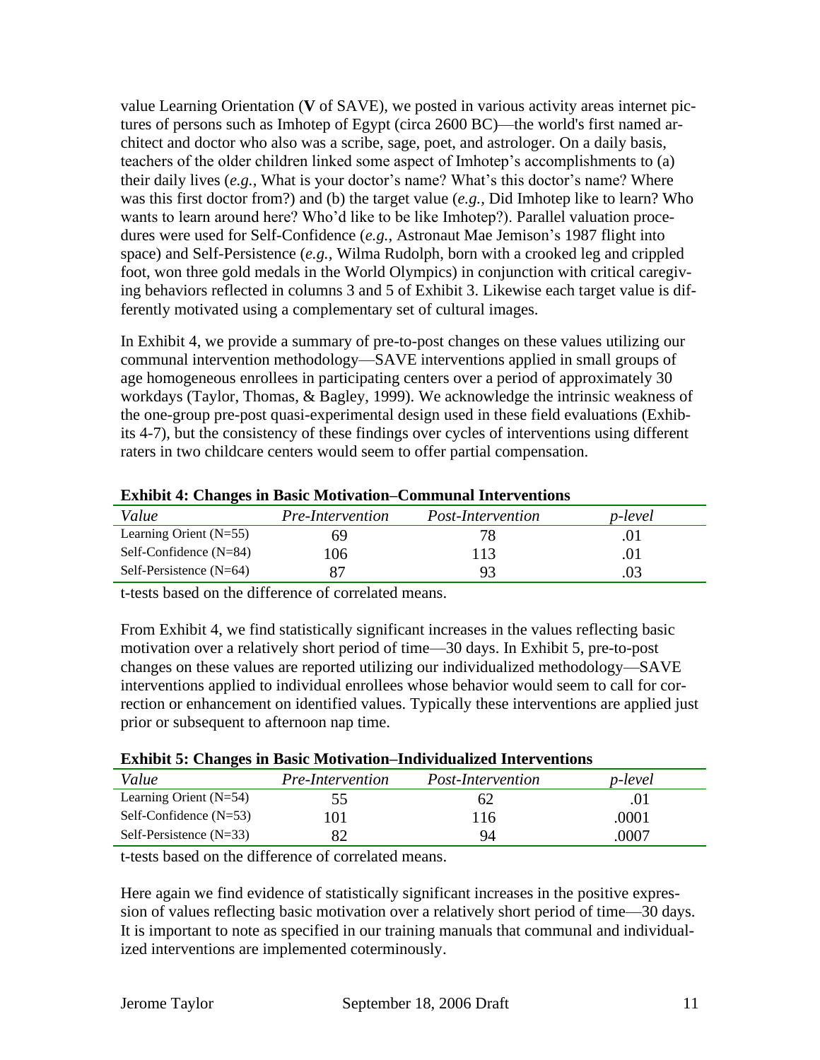value Learning Orientation (**V** of SAVE), we posted in various activity areas internet pictures of persons such as Imhotep of Egypt (circa 2600 BC)—the world's first named architect and doctor who also was a scribe, sage, poet, and astrologer. On a daily basis, teachers of the older children linked some aspect of Imhotep's accomplishments to (a) their daily lives (*e.g.,* What is your doctor's name? What's this doctor's name? Where was this first doctor from?) and (b) the target value (*e.g.,* Did Imhotep like to learn? Who wants to learn around here? Who'd like to be like Imhotep?). Parallel valuation procedures were used for Self-Confidence (*e.g.,* Astronaut Mae Jemison's 1987 flight into space) and Self-Persistence (*e.g.,* Wilma Rudolph, born with a crooked leg and crippled foot, won three gold medals in the World Olympics) in conjunction with critical caregiving behaviors reflected in columns 3 and 5 of Exhibit 3. Likewise each target value is differently motivated using a complementary set of cultural images.

In Exhibit 4, we provide a summary of pre-to-post changes on these values utilizing our communal intervention methodology—SAVE interventions applied in small groups of age homogeneous enrollees in participating centers over a period of approximately 30 workdays (Taylor, Thomas, & Bagley, 1999). We acknowledge the intrinsic weakness of the one-group pre-post quasi-experimental design used in these field evaluations (Exhibits 4-7), but the consistency of these findings over cycles of interventions using different raters in two childcare centers would seem to offer partial compensation.

**Exhibit 4: Changes in Basic Motivation–Communal Interventions**

| *Value* | *Pre-Intervention* | *Post-Intervention* | *p-level* |
|---|---|---|---|
| Learning Orient (N=55) | 69 | 78 | .01 |
| Self-Confidence (N=84) | 106 | 113 | .01 |
| Self-Persistence (N=64) | 87 | 93 | .03 |

t-tests based on the difference of correlated means.

From Exhibit 4, we find statistically significant increases in the values reflecting basic motivation over a relatively short period of time—30 days. In Exhibit 5, pre-to-post changes on these values are reported utilizing our individualized methodology—SAVE interventions applied to individual enrollees whose behavior would seem to call for correction or enhancement on identified values. Typically these interventions are applied just prior or subsequent to afternoon nap time.

**Exhibit 5: Changes in Basic Motivation–Individualized Interventions**

| *Value* | *Pre-Intervention* | *Post-Intervention* | *p-level* |
|---|---|---|---|
| Learning Orient (N=54) | 55 | 62 | .01 |
| Self-Confidence (N=53) | 101 | 116 | .0001 |
| Self-Persistence (N=33) | 82 | 94 | .0007 |

t-tests based on the difference of correlated means.

Here again we find evidence of statistically significant increases in the positive expression of values reflecting basic motivation over a relatively short period of time—30 days. It is important to note as specified in our training manuals that communal and individualized interventions are implemented coterminously.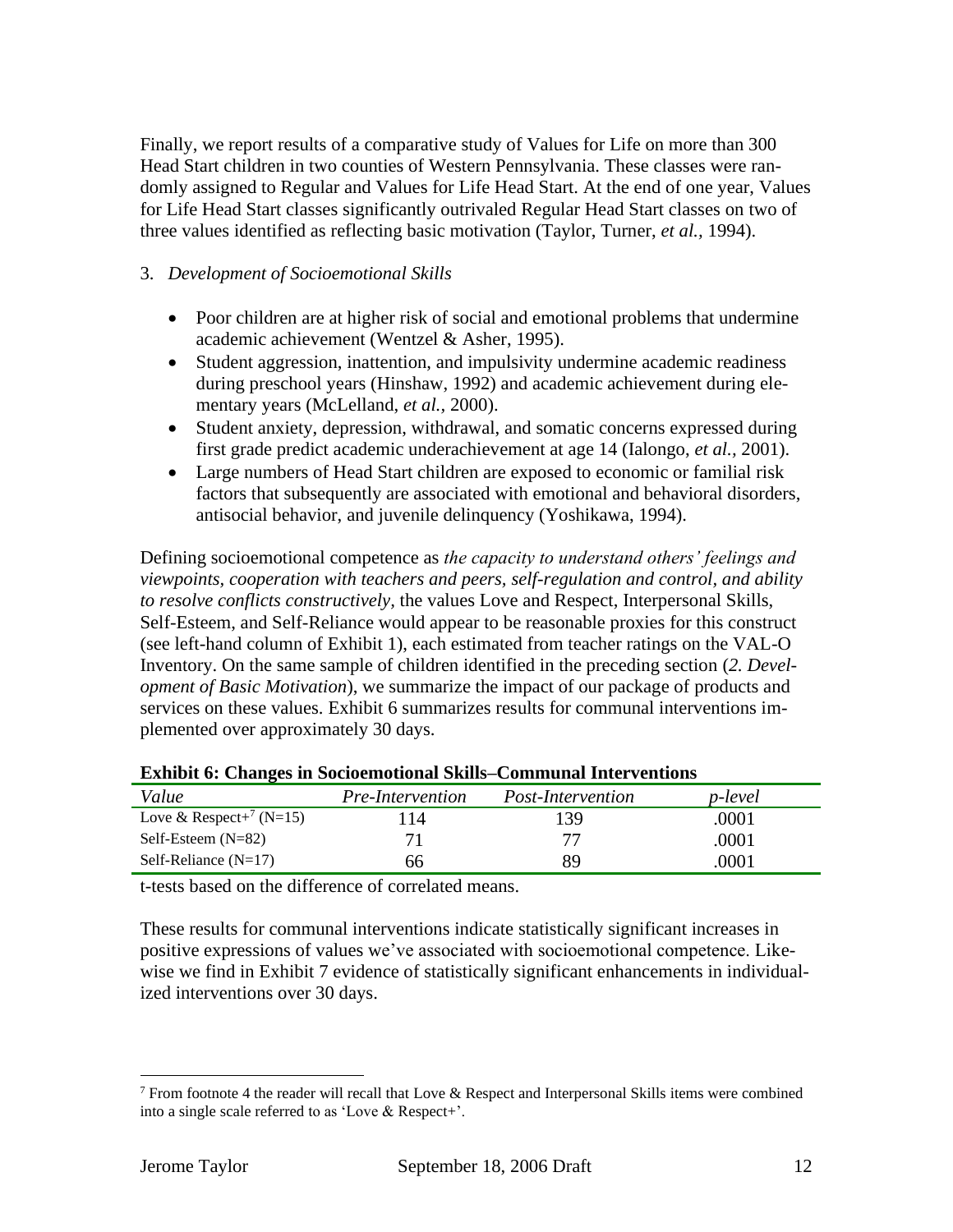Finally, we report results of a comparative study of Values for Life on more than 300 Head Start children in two counties of Western Pennsylvania. These classes were randomly assigned to Regular and Values for Life Head Start. At the end of one year, Values for Life Head Start classes significantly outrivaled Regular Head Start classes on two of three values identified as reflecting basic motivation (Taylor, Turner, *et al.,* 1994).

3. *Development of Socioemotional Skills*

- Poor children are at higher risk of social and emotional problems that undermine academic achievement (Wentzel & Asher, 1995).
- Student aggression, inattention, and impulsivity undermine academic readiness during preschool years (Hinshaw, 1992) and academic achievement during elementary years (McLelland, *et al.,* 2000).
- Student anxiety, depression, withdrawal, and somatic concerns expressed during first grade predict academic underachievement at age 14 (Ialongo, *et al.,* 2001).
- Large numbers of Head Start children are exposed to economic or familial risk factors that subsequently are associated with emotional and behavioral disorders, antisocial behavior, and juvenile delinquency (Yoshikawa, 1994).

Defining socioemotional competence as *the capacity to understand others' feelings and viewpoints, cooperation with teachers and peers, self-regulation and control, and ability to resolve conflicts constructively,* the values Love and Respect, Interpersonal Skills, Self-Esteem, and Self-Reliance would appear to be reasonable proxies for this construct (see left-hand column of Exhibit 1), each estimated from teacher ratings on the VAL-O Inventory. On the same sample of children identified in the preceding section (*2. Development of Basic Motivation*), we summarize the impact of our package of products and services on these values. Exhibit 6 summarizes results for communal interventions implemented over approximately 30 days.

**Exhibit 6: Changes in Socioemotional Skills–Communal Interventions**

| *Value* | *Pre-Intervention* | *Post-Intervention* | *p-level* |
|---|---|---|---|
| Love & Respect+[7] (N=15) | 114 | 139 | .0001 |
| Self-Esteem (N=82) | 71 | 77 | .0001 |
| Self-Reliance (N=17) | 66 | 89 | .0001 |

t-tests based on the difference of correlated means.

These results for communal interventions indicate statistically significant increases in positive expressions of values we've associated with socioemotional competence. Likewise we find in Exhibit 7 evidence of statistically significant enhancements in individualized interventions over 30 days.

[7] From footnote 4 the reader will recall that Love & Respect and Interpersonal Skills items were combined into a single scale referred to as 'Love & Respect+'.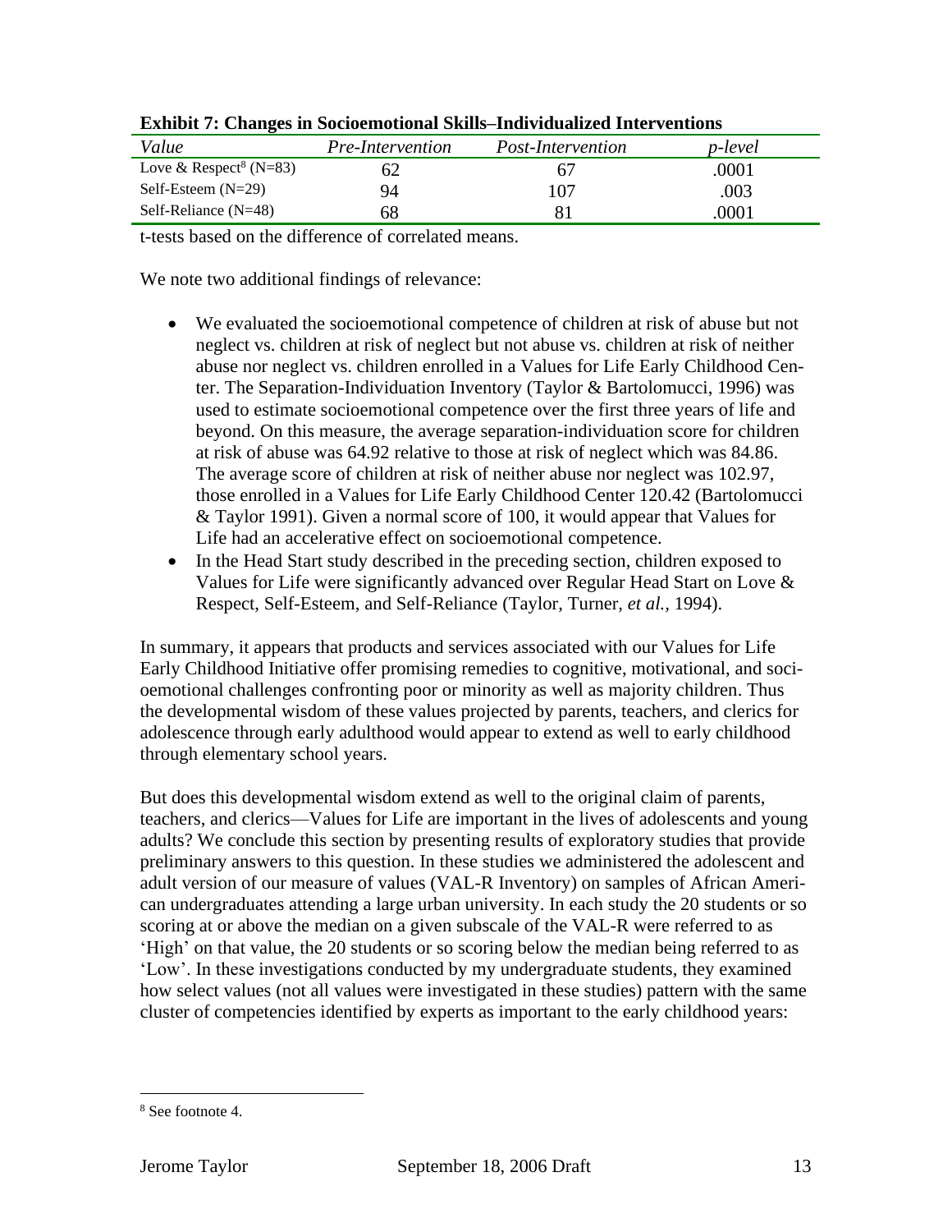**Exhibit 7: Changes in Socioemotional Skills–Individualized Interventions**

| *Value* | *Pre-Intervention* | *Post-Intervention* | *p-level* |
|---|---|---|---|
| Love & Respect[8] (N=83) | 62 | 67 | .0001 |
| Self-Esteem (N=29) | 94 | 107 | .003 |
| Self-Reliance (N=48) | 68 | 81 | .0001 |

t-tests based on the difference of correlated means.

We note two additional findings of relevance:

- We evaluated the socioemotional competence of children at risk of abuse but not neglect vs. children at risk of neglect but not abuse vs. children at risk of neither abuse nor neglect vs. children enrolled in a Values for Life Early Childhood Center. The Separation-Individuation Inventory (Taylor & Bartolomucci, 1996) was used to estimate socioemotional competence over the first three years of life and beyond. On this measure, the average separation-individuation score for children at risk of abuse was 64.92 relative to those at risk of neglect which was 84.86. The average score of children at risk of neither abuse nor neglect was 102.97, those enrolled in a Values for Life Early Childhood Center 120.42 (Bartolomucci & Taylor 1991). Given a normal score of 100, it would appear that Values for Life had an accelerative effect on socioemotional competence.
- In the Head Start study described in the preceding section, children exposed to Values for Life were significantly advanced over Regular Head Start on Love & Respect, Self-Esteem, and Self-Reliance (Taylor, Turner, *et al.*, 1994).

In summary, it appears that products and services associated with our Values for Life Early Childhood Initiative offer promising remedies to cognitive, motivational, and socioemotional challenges confronting poor or minority as well as majority children. Thus the developmental wisdom of these values projected by parents, teachers, and clerics for adolescence through early adulthood would appear to extend as well to early childhood through elementary school years.

But does this developmental wisdom extend as well to the original claim of parents, teachers, and clerics—Values for Life are important in the lives of adolescents and young adults? We conclude this section by presenting results of exploratory studies that provide preliminary answers to this question. In these studies we administered the adolescent and adult version of our measure of values (VAL-R Inventory) on samples of African American undergraduates attending a large urban university. In each study the 20 students or so scoring at or above the median on a given subscale of the VAL-R were referred to as 'High' on that value, the 20 students or so scoring below the median being referred to as 'Low'. In these investigations conducted by my undergraduate students, they examined how select values (not all values were investigated in these studies) pattern with the same cluster of competencies identified by experts as important to the early childhood years:

[8] See footnote 4.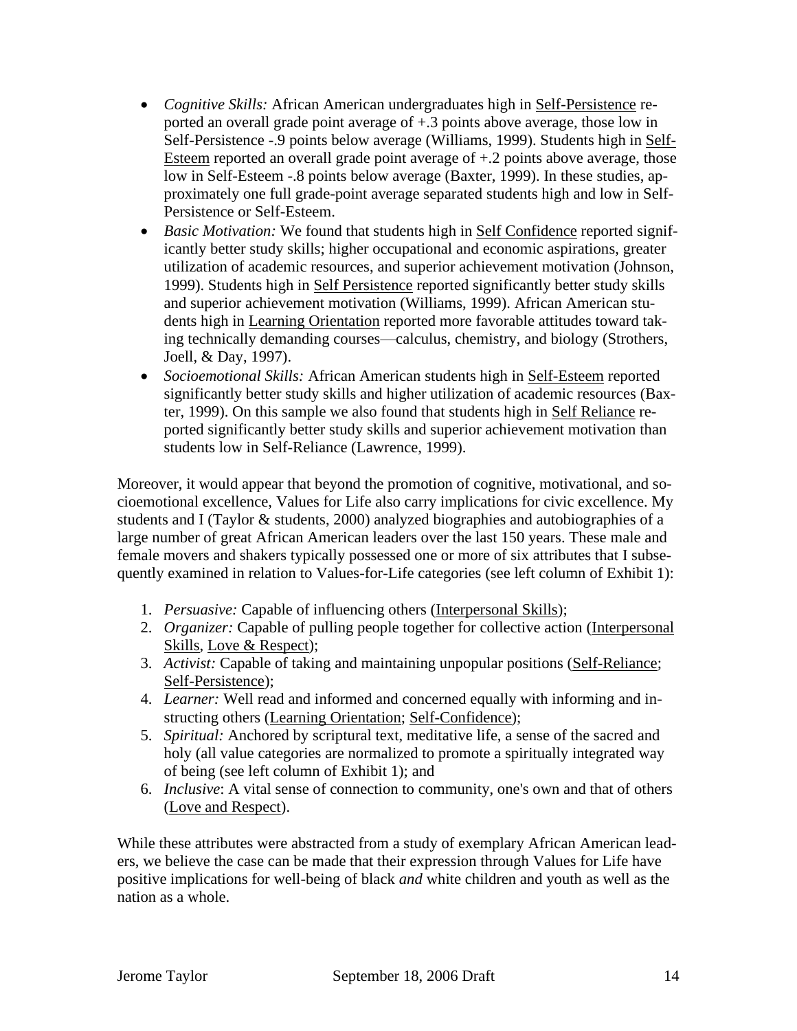- *Cognitive Skills:* African American undergraduates high in <u>Self-Persistence</u> reported an overall grade point average of +.3 points above average, those low in Self-Persistence -.9 points below average (Williams, 1999). Students high in <u>Self-Esteem</u> reported an overall grade point average of +.2 points above average, those low in Self-Esteem -.8 points below average (Baxter, 1999). In these studies, approximately one full grade-point average separated students high and low in Self-Persistence or Self-Esteem.
- *Basic Motivation:* We found that students high in <u>Self Confidence</u> reported significantly better study skills; higher occupational and economic aspirations, greater utilization of academic resources, and superior achievement motivation (Johnson, 1999). Students high in <u>Self Persistence</u> reported significantly better study skills and superior achievement motivation (Williams, 1999). African American students high in <u>Learning Orientation</u> reported more favorable attitudes toward taking technically demanding courses—calculus, chemistry, and biology (Strothers, Joell, & Day, 1997).
- *Socioemotional Skills:* African American students high in <u>Self-Esteem</u> reported significantly better study skills and higher utilization of academic resources (Baxter, 1999). On this sample we also found that students high in <u>Self Reliance</u> reported significantly better study skills and superior achievement motivation than students low in Self-Reliance (Lawrence, 1999).

Moreover, it would appear that beyond the promotion of cognitive, motivational, and socioemotional excellence, Values for Life also carry implications for civic excellence. My students and I (Taylor & students, 2000) analyzed biographies and autobiographies of a large number of great African American leaders over the last 150 years. These male and female movers and shakers typically possessed one or more of six attributes that I subsequently examined in relation to Values-for-Life categories (see left column of Exhibit 1):

1. *Persuasive:* Capable of influencing others (<u>Interpersonal Skills</u>);
2. *Organizer:* Capable of pulling people together for collective action (<u>Interpersonal Skills</u>, <u>Love & Respect</u>);
3. *Activist:* Capable of taking and maintaining unpopular positions (<u>Self-Reliance</u>; <u>Self-Persistence</u>);
4. *Learner:* Well read and informed and concerned equally with informing and instructing others (<u>Learning Orientation</u>; <u>Self-Confidence</u>);
5. *Spiritual:* Anchored by scriptural text, meditative life, a sense of the sacred and holy (all value categories are normalized to promote a spiritually integrated way of being (see left column of Exhibit 1); and
6. *Inclusive*: A vital sense of connection to community, one's own and that of others (<u>Love and Respect</u>).

While these attributes were abstracted from a study of exemplary African American leaders, we believe the case can be made that their expression through Values for Life have positive implications for well-being of black *and* white children and youth as well as the nation as a whole.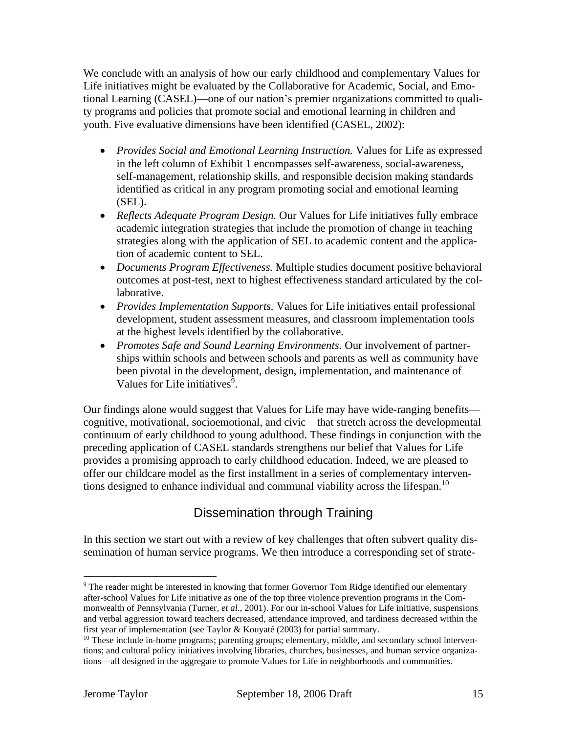We conclude with an analysis of how our early childhood and complementary Values for Life initiatives might be evaluated by the Collaborative for Academic, Social, and Emotional Learning (CASEL)—one of our nation's premier organizations committed to quality programs and policies that promote social and emotional learning in children and youth. Five evaluative dimensions have been identified (CASEL, 2002):

- *Provides Social and Emotional Learning Instruction.* Values for Life as expressed in the left column of Exhibit 1 encompasses self-awareness, social-awareness, self-management, relationship skills, and responsible decision making standards identified as critical in any program promoting social and emotional learning (SEL).
- *Reflects Adequate Program Design.* Our Values for Life initiatives fully embrace academic integration strategies that include the promotion of change in teaching strategies along with the application of SEL to academic content and the application of academic content to SEL.
- *Documents Program Effectiveness.* Multiple studies document positive behavioral outcomes at post-test, next to highest effectiveness standard articulated by the collaborative.
- *Provides Implementation Supports.* Values for Life initiatives entail professional development, student assessment measures, and classroom implementation tools at the highest levels identified by the collaborative.
- *Promotes Safe and Sound Learning Environments.* Our involvement of partnerships within schools and between schools and parents as well as community have been pivotal in the development, design, implementation, and maintenance of Values for Life initiatives[9].

Our findings alone would suggest that Values for Life may have wide-ranging benefits—cognitive, motivational, socioemotional, and civic—that stretch across the developmental continuum of early childhood to young adulthood. These findings in conjunction with the preceding application of CASEL standards strengthens our belief that Values for Life provides a promising approach to early childhood education. Indeed, we are pleased to offer our childcare model as the first installment in a series of complementary interventions designed to enhance individual and communal viability across the lifespan.[10]

## Dissemination through Training

In this section we start out with a review of key challenges that often subvert quality dissemination of human service programs. We then introduce a corresponding set of strate-

---

[9] The reader might be interested in knowing that former Governor Tom Ridge identified our elementary after-school Values for Life initiative as one of the top three violence prevention programs in the Commonwealth of Pennsylvania (Turner, *et al.,* 2001). For our in-school Values for Life initiative, suspensions and verbal aggression toward teachers decreased, attendance improved, and tardiness decreased within the first year of implementation (see Taylor & Kouyaté (2003) for partial summary.

[10] These include in-home programs; parenting groups; elementary, middle, and secondary school interventions; and cultural policy initiatives involving libraries, churches, businesses, and human service organizations—all designed in the aggregate to promote Values for Life in neighborhoods and communities.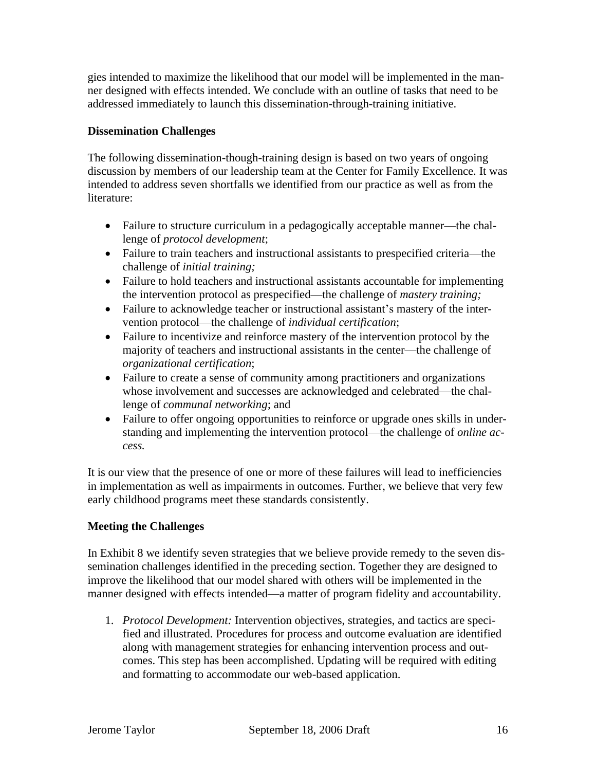gies intended to maximize the likelihood that our model will be implemented in the manner designed with effects intended. We conclude with an outline of tasks that need to be addressed immediately to launch this dissemination-through-training initiative.

**Dissemination Challenges**

The following dissemination-though-training design is based on two years of ongoing discussion by members of our leadership team at the Center for Family Excellence. It was intended to address seven shortfalls we identified from our practice as well as from the literature:

- Failure to structure curriculum in a pedagogically acceptable manner—the challenge of *protocol development*;
- Failure to train teachers and instructional assistants to prespecified criteria—the challenge of *initial training;*
- Failure to hold teachers and instructional assistants accountable for implementing the intervention protocol as prespecified—the challenge of *mastery training;*
- Failure to acknowledge teacher or instructional assistant's mastery of the intervention protocol—the challenge of *individual certification*;
- Failure to incentivize and reinforce mastery of the intervention protocol by the majority of teachers and instructional assistants in the center—the challenge of *organizational certification*;
- Failure to create a sense of community among practitioners and organizations whose involvement and successes are acknowledged and celebrated—the challenge of *communal networking*; and
- Failure to offer ongoing opportunities to reinforce or upgrade ones skills in understanding and implementing the intervention protocol—the challenge of *online access.*

It is our view that the presence of one or more of these failures will lead to inefficiencies in implementation as well as impairments in outcomes. Further, we believe that very few early childhood programs meet these standards consistently.

**Meeting the Challenges**

In Exhibit 8 we identify seven strategies that we believe provide remedy to the seven dissemination challenges identified in the preceding section. Together they are designed to improve the likelihood that our model shared with others will be implemented in the manner designed with effects intended—a matter of program fidelity and accountability.

1. *Protocol Development:* Intervention objectives, strategies, and tactics are specified and illustrated. Procedures for process and outcome evaluation are identified along with management strategies for enhancing intervention process and outcomes. This step has been accomplished. Updating will be required with editing and formatting to accommodate our web-based application.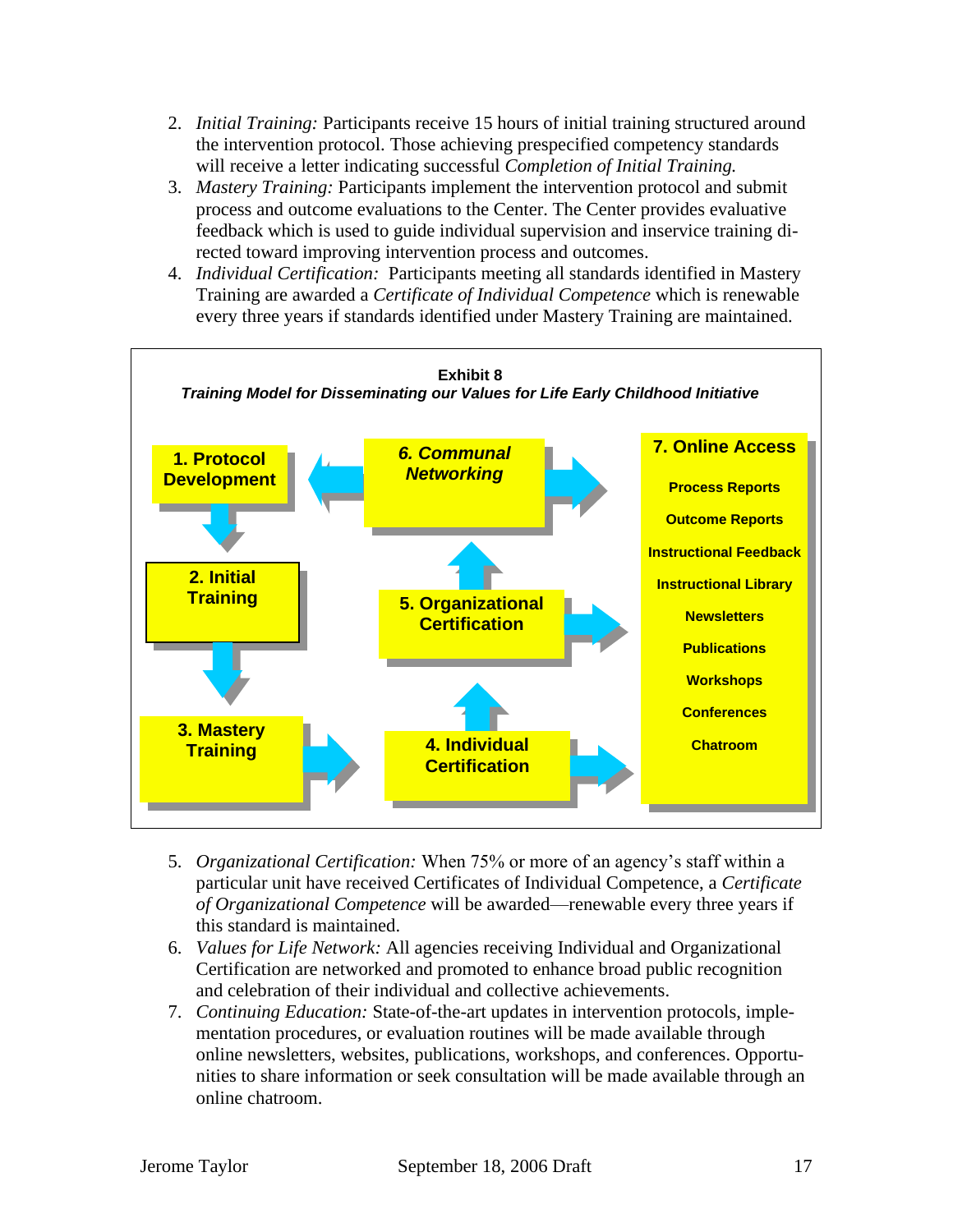2. *Initial Training:* Participants receive 15 hours of initial training structured around the intervention protocol. Those achieving prespecified competency standards will receive a letter indicating successful *Completion of Initial Training.*
3. *Mastery Training:* Participants implement the intervention protocol and submit process and outcome evaluations to the Center. The Center provides evaluative feedback which is used to guide individual supervision and inservice training directed toward improving intervention process and outcomes.
4. *Individual Certification:* Participants meeting all standards identified in Mastery Training are awarded a *Certificate of Individual Competence* which is renewable every three years if standards identified under Mastery Training are maintained.

**Exhibit 8**

***Training Model for Disseminating our Values for Life Early Childhood Initiative***

1. Protocol Development

2. Initial Training

3. Mastery Training

4. Individual Certification

5. Organizational Certification

*6. Communal Networking*

7. Online Access

Process Reports

Outcome Reports

Instructional Feedback

Instructional Library

Newsletters

Publications

Workshops

Conferences

Chatroom

5. *Organizational Certification:* When 75% or more of an agency's staff within a particular unit have received Certificates of Individual Competence, a *Certificate of Organizational Competence* will be awarded—renewable every three years if this standard is maintained.
6. *Values for Life Network:* All agencies receiving Individual and Organizational Certification are networked and promoted to enhance broad public recognition and celebration of their individual and collective achievements.
7. *Continuing Education:* State-of-the-art updates in intervention protocols, implementation procedures, or evaluation routines will be made available through online newsletters, websites, publications, workshops, and conferences. Opportunities to share information or seek consultation will be made available through an online chatroom.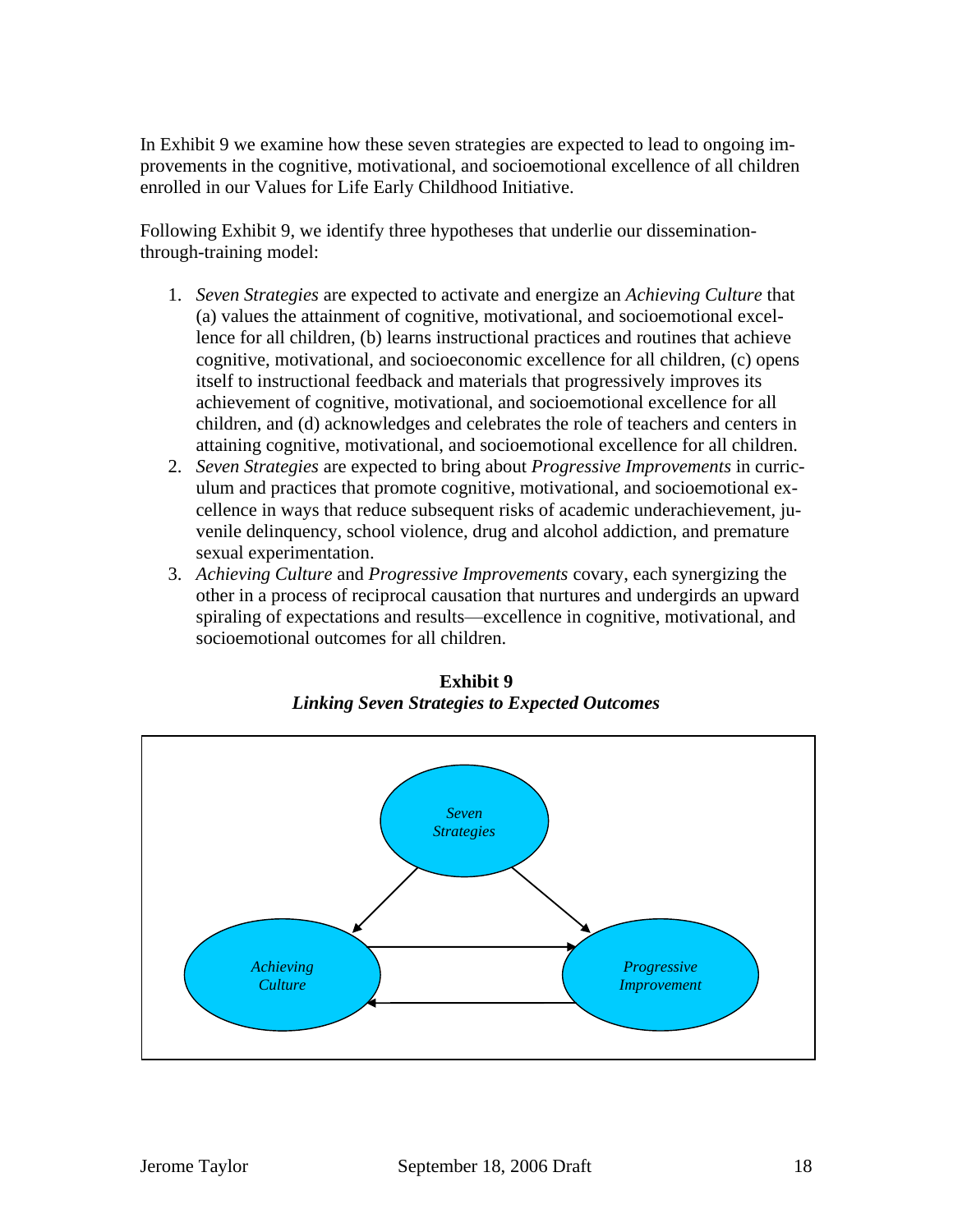In Exhibit 9 we examine how these seven strategies are expected to lead to ongoing improvements in the cognitive, motivational, and socioemotional excellence of all children enrolled in our Values for Life Early Childhood Initiative.

Following Exhibit 9, we identify three hypotheses that underlie our dissemination-through-training model:

1. *Seven Strategies* are expected to activate and energize an *Achieving Culture* that (a) values the attainment of cognitive, motivational, and socioemotional excellence for all children, (b) learns instructional practices and routines that achieve cognitive, motivational, and socioeconomic excellence for all children, (c) opens itself to instructional feedback and materials that progressively improves its achievement of cognitive, motivational, and socioemotional excellence for all children, and (d) acknowledges and celebrates the role of teachers and centers in attaining cognitive, motivational, and socioemotional excellence for all children.
2. *Seven Strategies* are expected to bring about *Progressive Improvements* in curriculum and practices that promote cognitive, motivational, and socioemotional excellence in ways that reduce subsequent risks of academic underachievement, juvenile delinquency, school violence, drug and alcohol addiction, and premature sexual experimentation.
3. *Achieving Culture* and *Progressive Improvements* covary, each synergizing the other in a process of reciprocal causation that nurtures and undergirds an upward spiraling of expectations and results—excellence in cognitive, motivational, and socioemotional outcomes for all children.

**Exhibit 9**
***Linking Seven Strategies to Expected Outcomes***

*Seven Strategies*

*Achieving Culture*

*Progressive Improvement*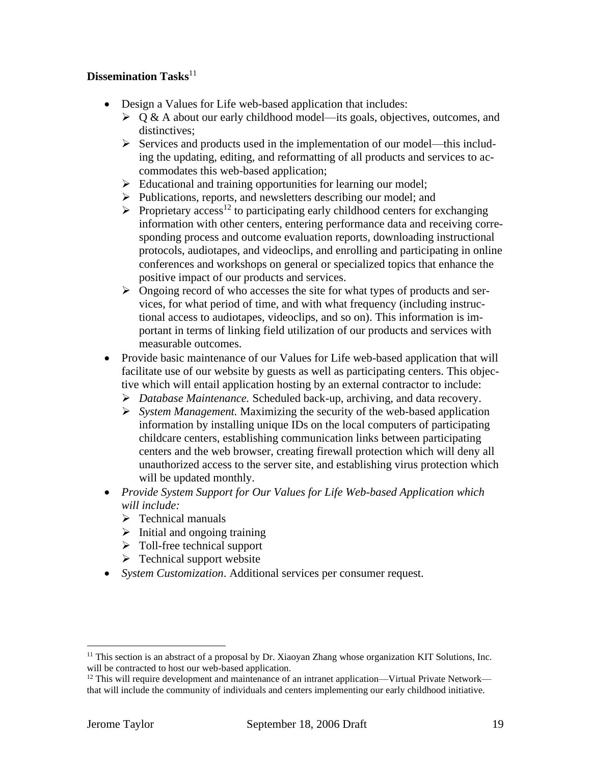**Dissemination Tasks**[11]

- Design a Values for Life web-based application that includes:
  - Q & A about our early childhood model—its goals, objectives, outcomes, and distinctives;
  - Services and products used in the implementation of our model—this including the updating, editing, and reformatting of all products and services to accommodates this web-based application;
  - Educational and training opportunities for learning our model;
  - Publications, reports, and newsletters describing our model; and
  - Proprietary access[12] to participating early childhood centers for exchanging information with other centers, entering performance data and receiving corresponding process and outcome evaluation reports, downloading instructional protocols, audiotapes, and videoclips, and enrolling and participating in online conferences and workshops on general or specialized topics that enhance the positive impact of our products and services.
  - Ongoing record of who accesses the site for what types of products and services, for what period of time, and with what frequency (including instructional access to audiotapes, videoclips, and so on). This information is important in terms of linking field utilization of our products and services with measurable outcomes.
- Provide basic maintenance of our Values for Life web-based application that will facilitate use of our website by guests as well as participating centers. This objective which will entail application hosting by an external contractor to include:
  - *Database Maintenance.* Scheduled back-up, archiving, and data recovery.
  - *System Management.* Maximizing the security of the web-based application information by installing unique IDs on the local computers of participating childcare centers, establishing communication links between participating centers and the web browser, creating firewall protection which will deny all unauthorized access to the server site, and establishing virus protection which will be updated monthly.
- *Provide System Support for Our Values for Life Web-based Application which will include:*
  - Technical manuals
  - Initial and ongoing training
  - Toll-free technical support
  - Technical support website
- *System Customization*. Additional services per consumer request.

---

[11] This section is an abstract of a proposal by Dr. Xiaoyan Zhang whose organization KIT Solutions, Inc. will be contracted to host our web-based application.

[12] This will require development and maintenance of an intranet application—Virtual Private Network—that will include the community of individuals and centers implementing our early childhood initiative.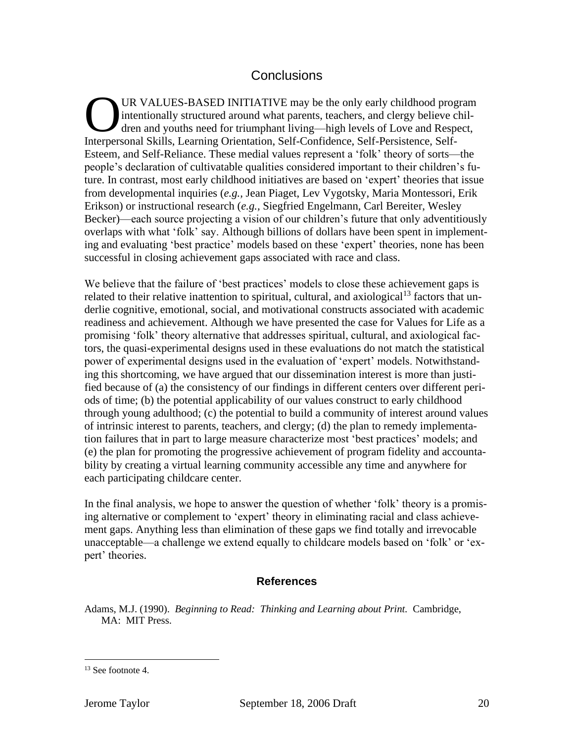# Conclusions

OUR VALUES-BASED INITIATIVE may be the only early childhood program intentionally structured around what parents, teachers, and clergy believe children and youths need for triumphant living—high levels of Love and Respect, Interpersonal Skills, Learning Orientation, Self-Confidence, Self-Persistence, Self-Esteem, and Self-Reliance. These medial values represent a 'folk' theory of sorts—the people's declaration of cultivatable qualities considered important to their children's future. In contrast, most early childhood initiatives are based on 'expert' theories that issue from developmental inquiries (*e.g.,* Jean Piaget, Lev Vygotsky, Maria Montessori, Erik Erikson) or instructional research (*e.g.,* Siegfried Engelmann, Carl Bereiter, Wesley Becker)—each source projecting a vision of our children's future that only adventitiously overlaps with what 'folk' say. Although billions of dollars have been spent in implementing and evaluating 'best practice' models based on these 'expert' theories, none has been successful in closing achievement gaps associated with race and class.

We believe that the failure of 'best practices' models to close these achievement gaps is related to their relative inattention to spiritual, cultural, and axiological[13] factors that underlie cognitive, emotional, social, and motivational constructs associated with academic readiness and achievement. Although we have presented the case for Values for Life as a promising 'folk' theory alternative that addresses spiritual, cultural, and axiological factors, the quasi-experimental designs used in these evaluations do not match the statistical power of experimental designs used in the evaluation of 'expert' models. Notwithstanding this shortcoming, we have argued that our dissemination interest is more than justified because of (a) the consistency of our findings in different centers over different periods of time; (b) the potential applicability of our values construct to early childhood through young adulthood; (c) the potential to build a community of interest around values of intrinsic interest to parents, teachers, and clergy; (d) the plan to remedy implementation failures that in part to large measure characterize most 'best practices' models; and (e) the plan for promoting the progressive achievement of program fidelity and accountability by creating a virtual learning community accessible any time and anywhere for each participating childcare center.

In the final analysis, we hope to answer the question of whether 'folk' theory is a promising alternative or complement to 'expert' theory in eliminating racial and class achievement gaps. Anything less than elimination of these gaps we find totally and irrevocable unacceptable—a challenge we extend equally to childcare models based on 'folk' or 'expert' theories.

## References

Adams, M.J. (1990). *Beginning to Read: Thinking and Learning about Print.* Cambridge, MA: MIT Press.

[13] See footnote 4.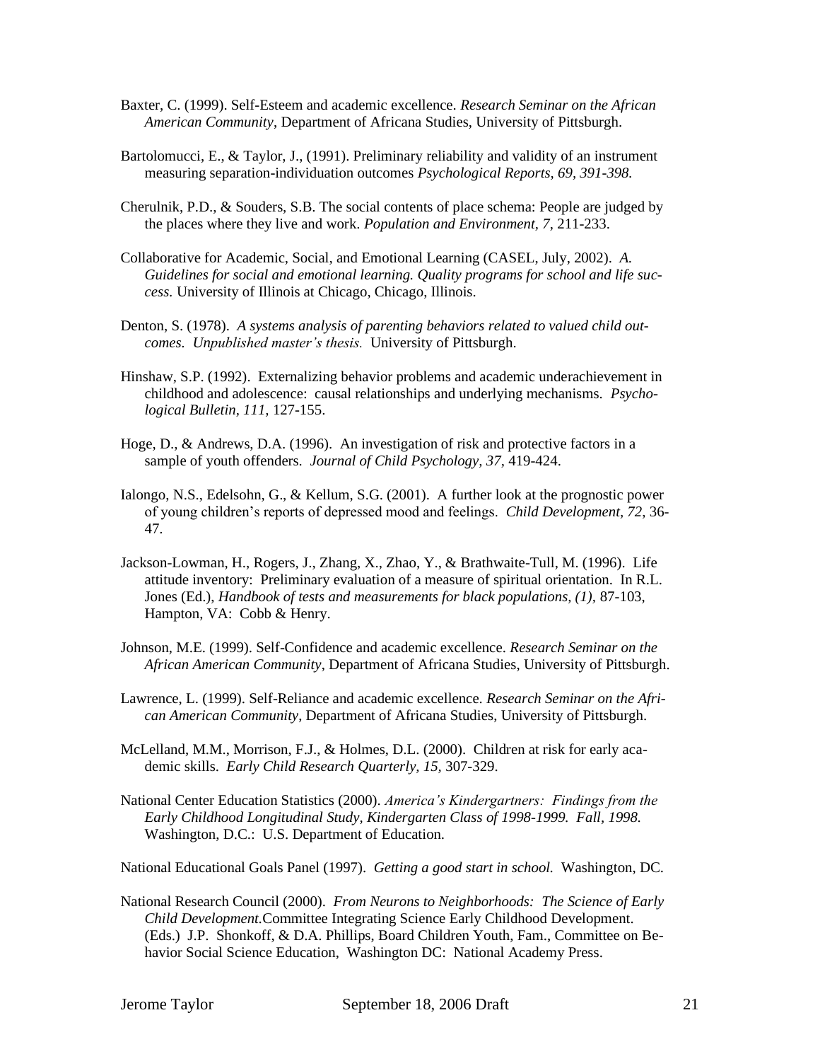Baxter, C. (1999). Self-Esteem and academic excellence. *Research Seminar on the African American Community*, Department of Africana Studies, University of Pittsburgh.

Bartolomucci, E., & Taylor, J., (1991). Preliminary reliability and validity of an instrument measuring separation-individuation outcomes *Psychological Reports, 69, 391-398.*

Cherulnik, P.D., & Souders, S.B. The social contents of place schema: People are judged by the places where they live and work. *Population and Environment, 7*, 211-233.

Collaborative for Academic, Social, and Emotional Learning (CASEL, July, 2002). *A. Guidelines for social and emotional learning. Quality programs for school and life success.* University of Illinois at Chicago, Chicago, Illinois.

Denton, S. (1978). *A systems analysis of parenting behaviors related to valued child outcomes. Unpublished master's thesis.* University of Pittsburgh.

Hinshaw, S.P. (1992). Externalizing behavior problems and academic underachievement in childhood and adolescence: causal relationships and underlying mechanisms. *Psychological Bulletin, 111*, 127-155.

Hoge, D., & Andrews, D.A. (1996). An investigation of risk and protective factors in a sample of youth offenders. *Journal of Child Psychology, 37,* 419-424.

Ialongo, N.S., Edelsohn, G., & Kellum, S.G. (2001). A further look at the prognostic power of young children's reports of depressed mood and feelings. *Child Development*, *72*, 36-47.

Jackson-Lowman, H., Rogers, J., Zhang, X., Zhao, Y., & Brathwaite-Tull, M. (1996). Life attitude inventory: Preliminary evaluation of a measure of spiritual orientation. In R.L. Jones (Ed.), *Handbook of tests and measurements for black populations, (1),* 87-103, Hampton, VA: Cobb & Henry.

Johnson, M.E. (1999). Self-Confidence and academic excellence. *Research Seminar on the African American Community*, Department of Africana Studies, University of Pittsburgh.

Lawrence, L. (1999). Self-Reliance and academic excellence. *Research Seminar on the African American Community*, Department of Africana Studies, University of Pittsburgh.

McLelland, M.M., Morrison, F.J., & Holmes, D.L. (2000). Children at risk for early academic skills. *Early Child Research Quarterly, 15,* 307-329.

National Center Education Statistics (2000). *America's Kindergartners: Findings from the Early Childhood Longitudinal Study, Kindergarten Class of 1998-1999. Fall, 1998.* Washington, D.C.: U.S. Department of Education.

National Educational Goals Panel (1997). *Getting a good start in school.* Washington, DC.

National Research Council (2000). *From Neurons to Neighborhoods: The Science of Early Child Development.*Committee Integrating Science Early Childhood Development. (Eds.) J.P. Shonkoff, & D.A. Phillips, Board Children Youth, Fam., Committee on Behavior Social Science Education, Washington DC: National Academy Press.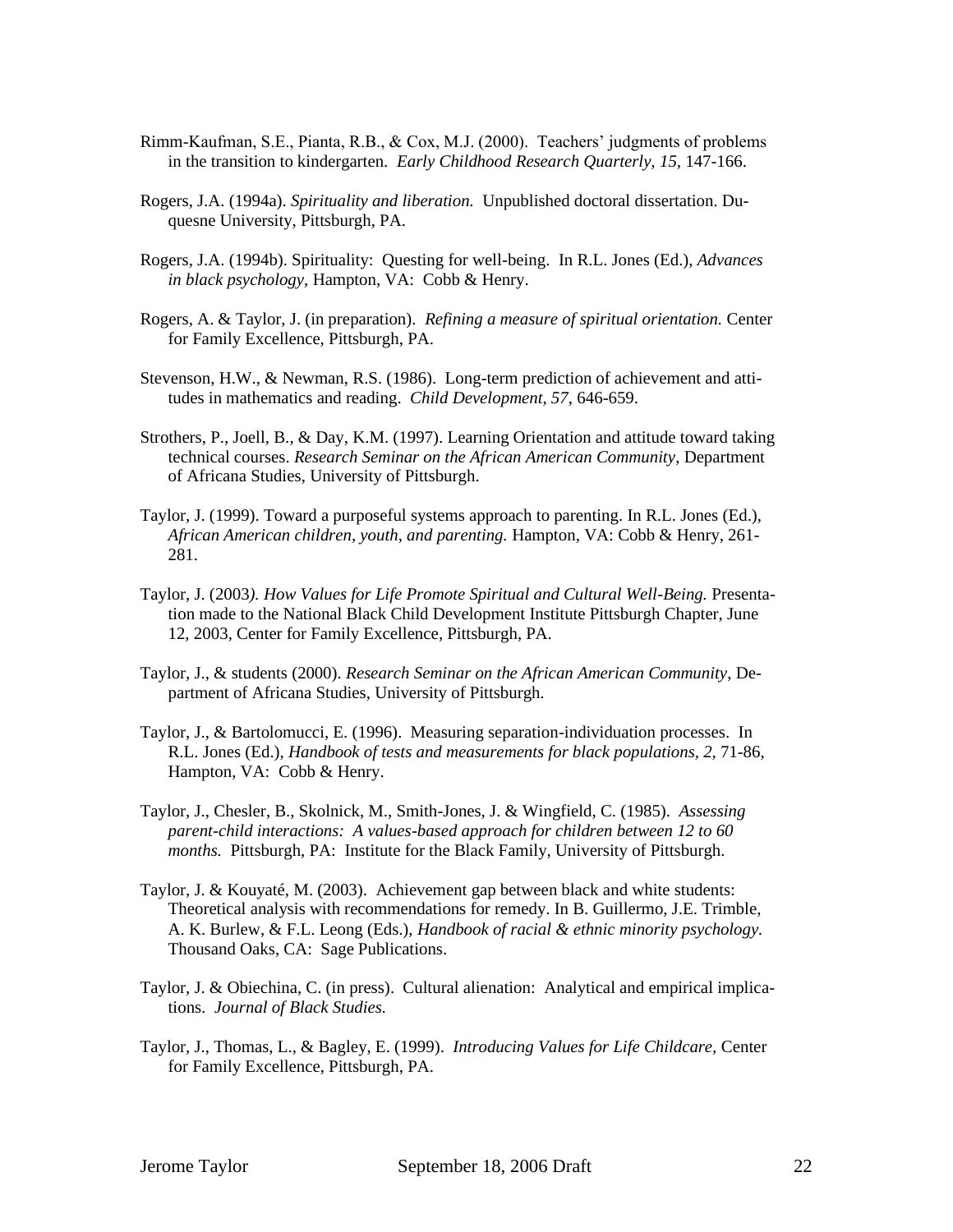Rimm-Kaufman, S.E., Pianta, R.B., & Cox, M.J. (2000). Teachers' judgments of problems in the transition to kindergarten. *Early Childhood Research Quarterly, 15,* 147-166.

Rogers, J.A. (1994a). *Spirituality and liberation.* Unpublished doctoral dissertation. Duquesne University, Pittsburgh, PA.

Rogers, J.A. (1994b). Spirituality: Questing for well-being. In R.L. Jones (Ed.), *Advances in black psychology*, Hampton, VA: Cobb & Henry.

Rogers, A. & Taylor, J. (in preparation). *Refining a measure of spiritual orientation.* Center for Family Excellence, Pittsburgh, PA.

Stevenson, H.W., & Newman, R.S. (1986). Long-term prediction of achievement and attitudes in mathematics and reading. *Child Development, 57*, 646-659.

Strothers, P., Joell, B., & Day, K.M. (1997). Learning Orientation and attitude toward taking technical courses. *Research Seminar on the African American Community*, Department of Africana Studies, University of Pittsburgh.

Taylor, J. (1999). Toward a purposeful systems approach to parenting. In R.L. Jones (Ed.), *African American children, youth, and parenting.* Hampton, VA: Cobb & Henry, 261-281.

Taylor, J. (2003*). How Values for Life Promote Spiritual and Cultural Well-Being.* Presentation made to the National Black Child Development Institute Pittsburgh Chapter, June 12, 2003, Center for Family Excellence, Pittsburgh, PA.

Taylor, J., & students (2000). *Research Seminar on the African American Community,* Department of Africana Studies, University of Pittsburgh.

Taylor, J., & Bartolomucci, E. (1996). Measuring separation-individuation processes. In R.L. Jones (Ed.), *Handbook of tests and measurements for black populations, 2,* 71-86, Hampton, VA: Cobb & Henry.

Taylor, J., Chesler, B., Skolnick, M., Smith-Jones, J. & Wingfield, C. (1985). *Assessing parent-child interactions: A values-based approach for children between 12 to 60 months.* Pittsburgh, PA: Institute for the Black Family, University of Pittsburgh.

Taylor, J. & Kouyaté, M. (2003). Achievement gap between black and white students: Theoretical analysis with recommendations for remedy. In B. Guillermo, J.E. Trimble, A. K. Burlew, & F.L. Leong (Eds.), *Handbook of racial & ethnic minority psychology.* Thousand Oaks, CA: Sage Publications.

Taylor, J. & Obiechina, C. (in press). Cultural alienation: Analytical and empirical implications. *Journal of Black Studies.*

Taylor, J., Thomas, L., & Bagley, E. (1999). *Introducing Values for Life Childcare,* Center for Family Excellence, Pittsburgh, PA.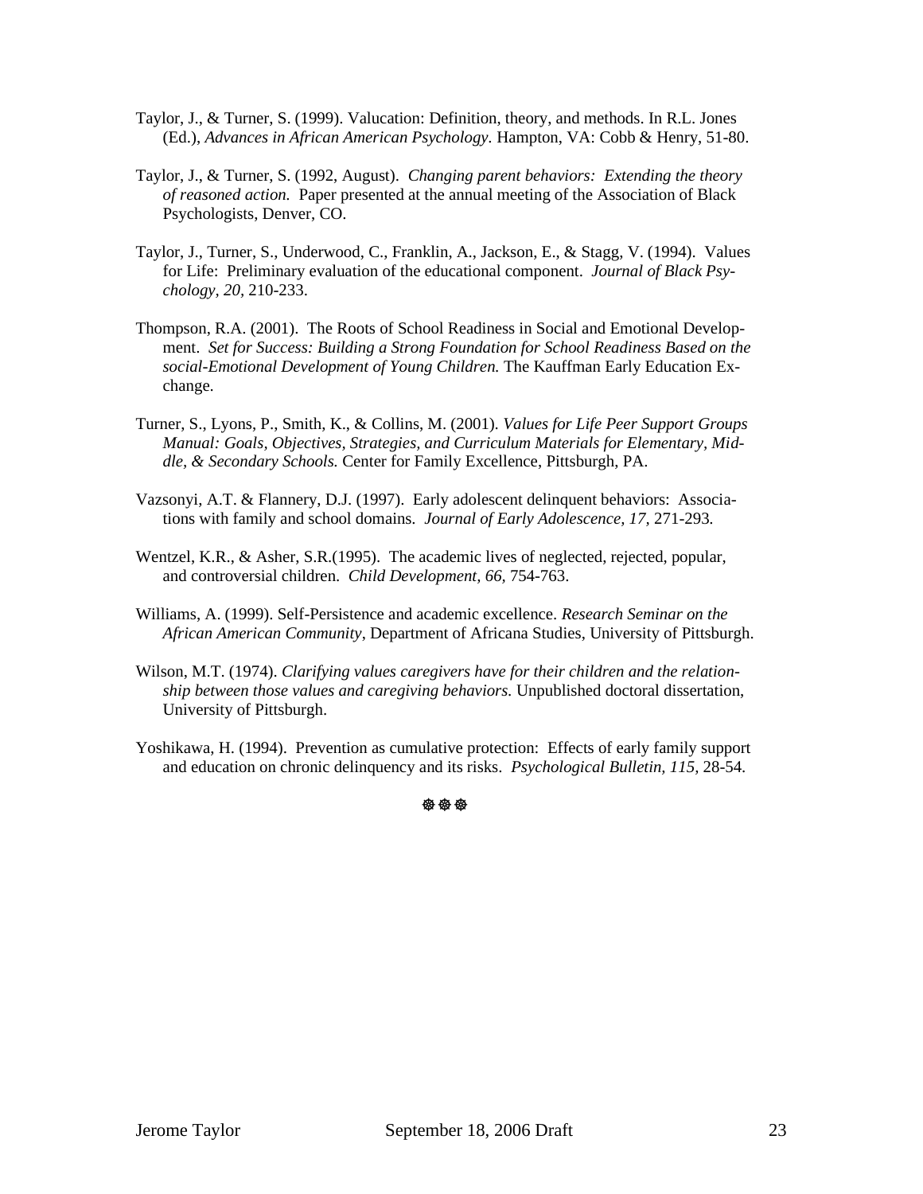Taylor, J., & Turner, S. (1999). Valucation: Definition, theory, and methods. In R.L. Jones (Ed.), *Advances in African American Psychology.* Hampton, VA: Cobb & Henry, 51-80.

Taylor, J., & Turner, S. (1992, August). *Changing parent behaviors: Extending the theory of reasoned action.* Paper presented at the annual meeting of the Association of Black Psychologists, Denver, CO.

Taylor, J., Turner, S., Underwood, C., Franklin, A., Jackson, E., & Stagg, V. (1994). Values for Life: Preliminary evaluation of the educational component. *Journal of Black Psychology*, *20*, 210-233.

Thompson, R.A. (2001). The Roots of School Readiness in Social and Emotional Development. *Set for Success: Building a Strong Foundation for School Readiness Based on the social-Emotional Development of Young Children.* The Kauffman Early Education Exchange.

Turner, S., Lyons, P., Smith, K., & Collins, M. (2001). *Values for Life Peer Support Groups Manual: Goals, Objectives, Strategies, and Curriculum Materials for Elementary, Middle, & Secondary Schools.* Center for Family Excellence, Pittsburgh, PA.

Vazsonyi, A.T. & Flannery, D.J. (1997). Early adolescent delinquent behaviors: Associations with family and school domains. *Journal of Early Adolescence, 17,* 271-293.

Wentzel, K.R., & Asher, S.R.(1995). The academic lives of neglected, rejected, popular, and controversial children. *Child Development, 66,* 754-763.

Williams, A. (1999). Self-Persistence and academic excellence. *Research Seminar on the African American Community*, Department of Africana Studies, University of Pittsburgh.

Wilson, M.T. (1974). *Clarifying values caregivers have for their children and the relationship between those values and caregiving behaviors.* Unpublished doctoral dissertation, University of Pittsburgh.

Yoshikawa, H. (1994). Prevention as cumulative protection: Effects of early family support and education on chronic delinquency and its risks. *Psychological Bulletin, 115,* 28-54.

☸☸☸